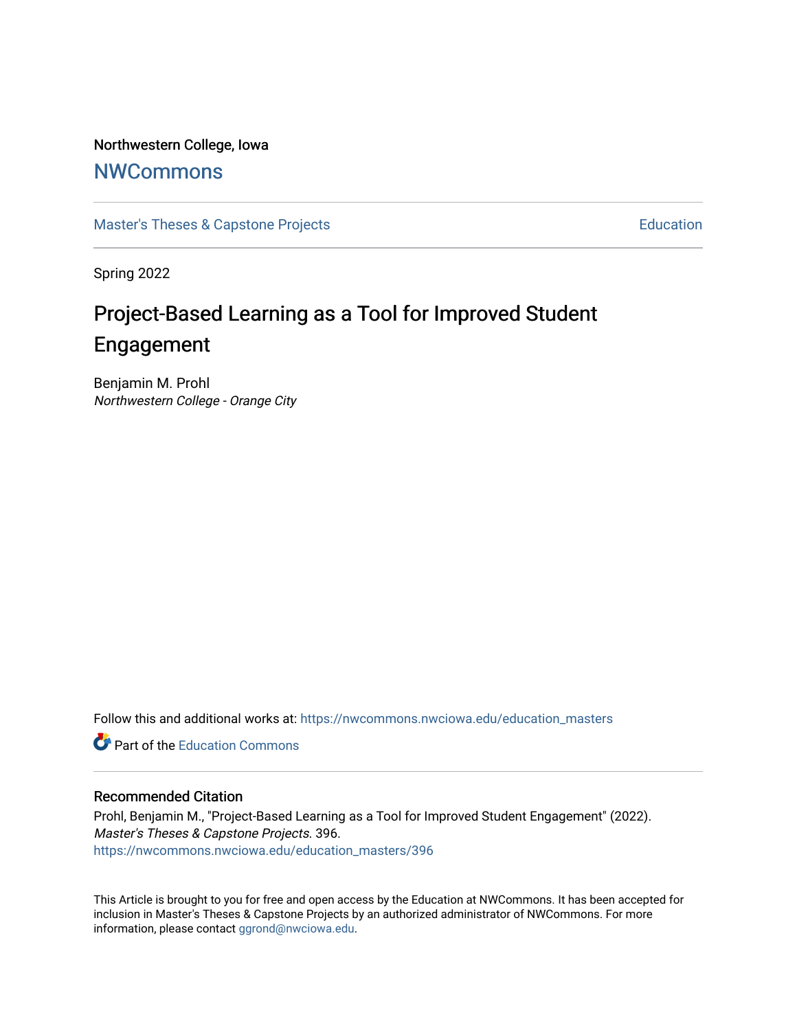Northwestern College, Iowa

# NWCommons

Master's Theses & Capstone Projects — Education

Spring 2022

## Project-Based Learning as a Tool for Improved Student Engagement

Benjamin M. Prohl
*Northwestern College - Orange City*

Follow this and additional works at: https://nwcommons.nwciowa.edu/education_masters

Part of the Education Commons

### Recommended Citation

Prohl, Benjamin M., "Project-Based Learning as a Tool for Improved Student Engagement" (2022). *Master's Theses & Capstone Projects*. 396.
https://nwcommons.nwciowa.edu/education_masters/396

This Article is brought to you for free and open access by the Education at NWCommons. It has been accepted for inclusion in Master's Theses & Capstone Projects by an authorized administrator of NWCommons. For more information, please contact ggrond@nwciowa.edu.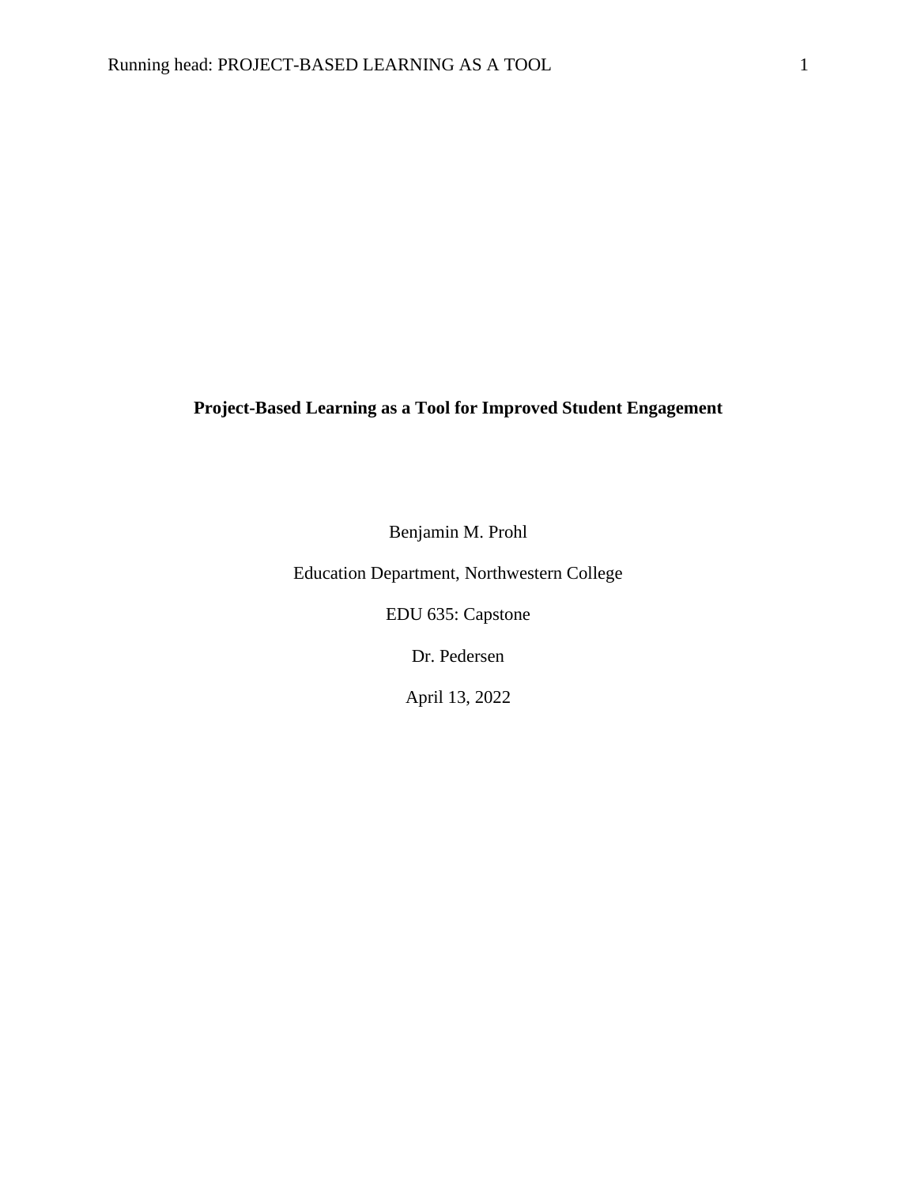# Project-Based Learning as a Tool for Improved Student Engagement

Benjamin M. Prohl

Education Department, Northwestern College

EDU 635: Capstone

Dr. Pedersen

April 13, 2022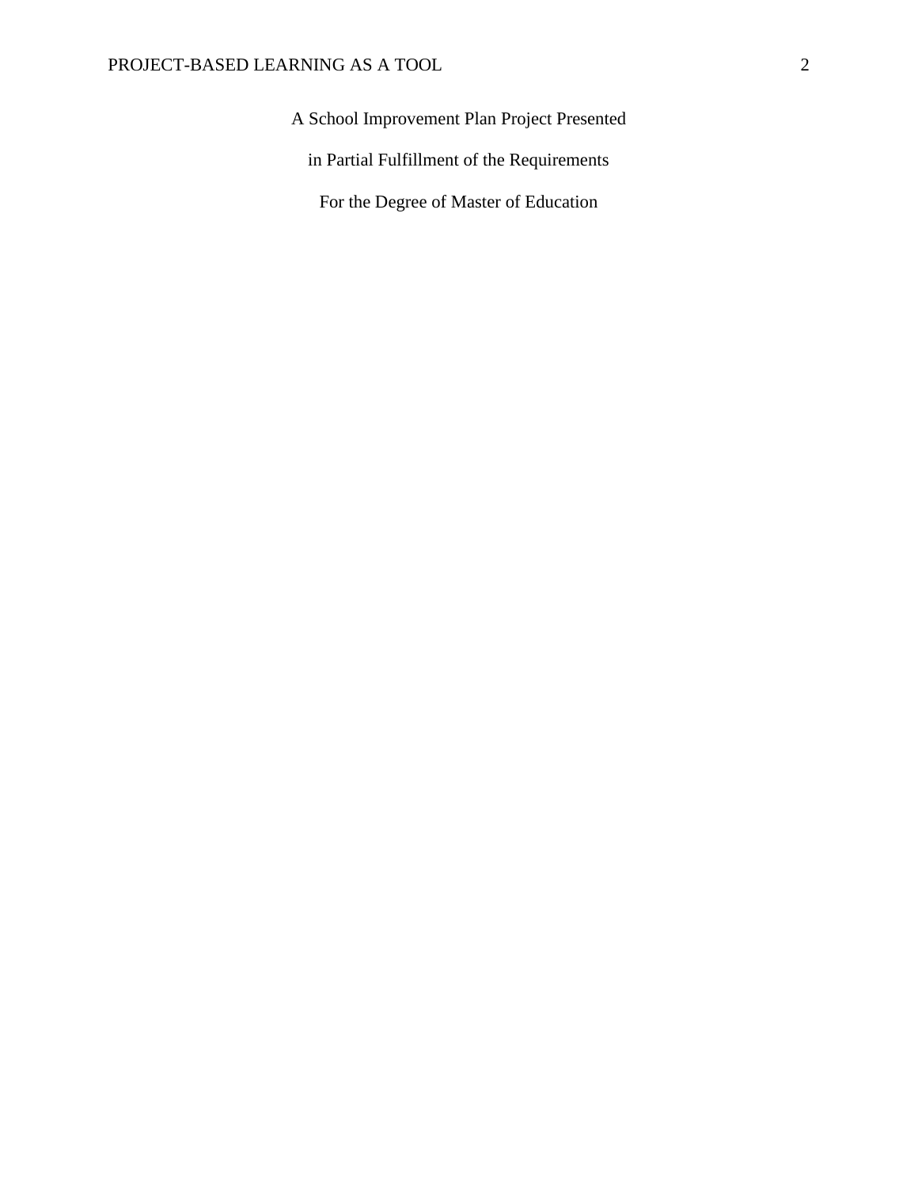A School Improvement Plan Project Presented

in Partial Fulfillment of the Requirements

For the Degree of Master of Education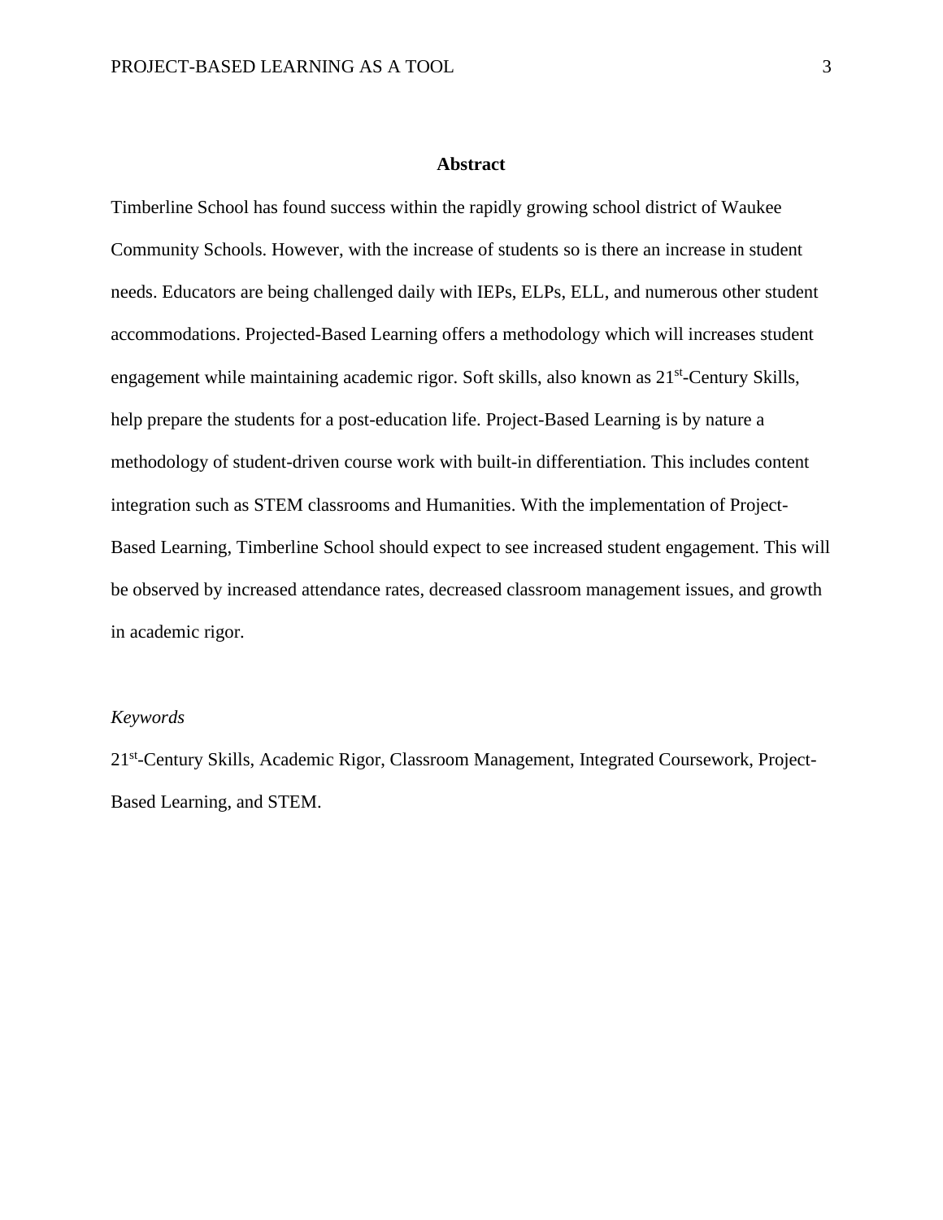# Abstract

Timberline School has found success within the rapidly growing school district of Waukee Community Schools. However, with the increase of students so is there an increase in student needs. Educators are being challenged daily with IEPs, ELPs, ELL, and numerous other student accommodations. Projected-Based Learning offers a methodology which will increases student engagement while maintaining academic rigor. Soft skills, also known as 21st-Century Skills, help prepare the students for a post-education life. Project-Based Learning is by nature a methodology of student-driven course work with built-in differentiation. This includes content integration such as STEM classrooms and Humanities. With the implementation of Project-Based Learning, Timberline School should expect to see increased student engagement. This will be observed by increased attendance rates, decreased classroom management issues, and growth in academic rigor.

*Keywords*

21st-Century Skills, Academic Rigor, Classroom Management, Integrated Coursework, Project-Based Learning, and STEM.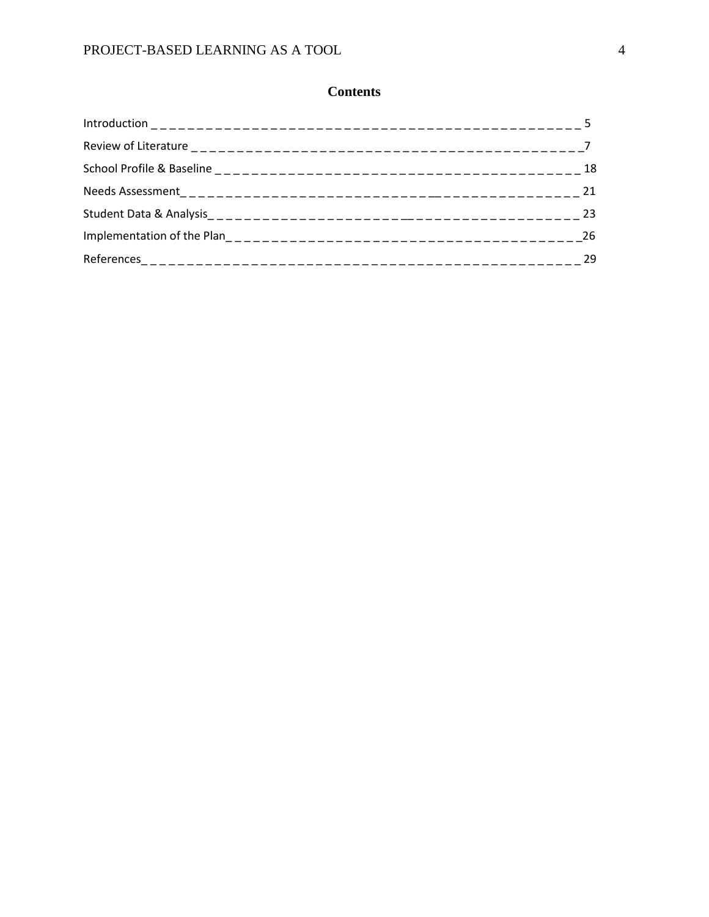## Contents

Introduction _ _ _ _ _ _ _ _ _ _ _ _ _ _ _ _ _ _ _ _ _ _ _ _ _ _ _ _ _ _ _ _ _ _ _ _ _ _ _ _ _ _ _ _ _ _ _ _ _ 5

Review of Literature _ _ _ _ _ _ _ _ _ _ _ _ _ _ _ _ _ _ _ _ _ _ _ _ _ _ _ _ _ _ _ _ _ _ _ _ _ _ _ _ _ _ _ _7

School Profile & Baseline _ _ _ _ _ _ _ _ _ _ _ _ _ _ _ _ _ _ _ _ _ _ _ _ _ _ _ _ _ _ _ _ _ _ _ _ _ _ _ _ _ _ 18

Needs Assessment_ _ _ _ _ _ _ _ _ _ _ _ _ _ _ _ _ _ _ _ _ _ _ _ _ _ _ _ _ _ _ _ _ _ _ _ _ _ _ _ _ _ _ _ _ 21

Student Data & Analysis_ _ _ _ _ _ _ _ _ _ _ _ _ _ _ _ _ _ _ _ _ _ _ _ _ _ _ _ _ _ _ _ _ _ _ _ _ _ _ _ _ _ 23

Implementation of the Plan_ _ _ _ _ _ _ _ _ _ _ _ _ _ _ _ _ _ _ _ _ _ _ _ _ _ _ _ _ _ _ _ _ _ _ _ _ _ _ _ _26

References_ _ _ _ _ _ _ _ _ _ _ _ _ _ _ _ _ _ _ _ _ _ _ _ _ _ _ _ _ _ _ _ _ _ _ _ _ _ _ _ _ _ _ _ _ _ _ _ _ _ 29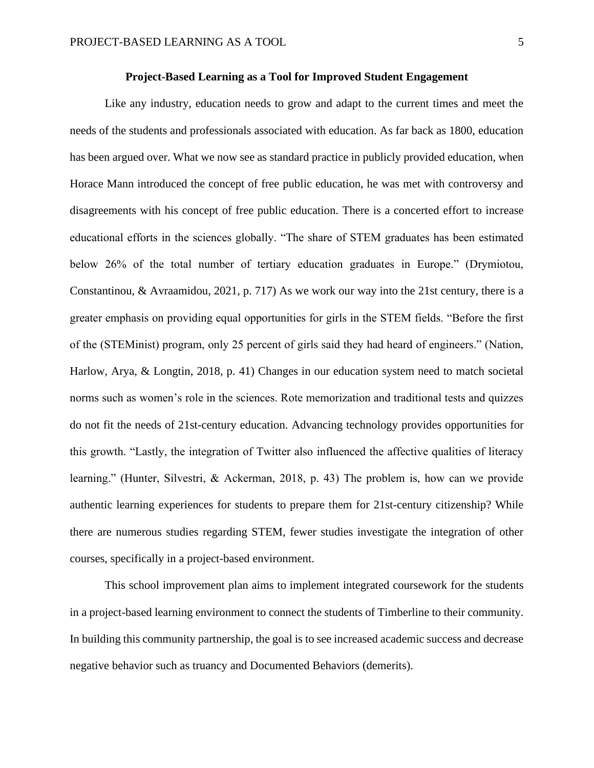## Project-Based Learning as a Tool for Improved Student Engagement

Like any industry, education needs to grow and adapt to the current times and meet the needs of the students and professionals associated with education. As far back as 1800, education has been argued over. What we now see as standard practice in publicly provided education, when Horace Mann introduced the concept of free public education, he was met with controversy and disagreements with his concept of free public education. There is a concerted effort to increase educational efforts in the sciences globally. “The share of STEM graduates has been estimated below 26% of the total number of tertiary education graduates in Europe.” (Drymiotou, Constantinou, & Avraamidou, 2021, p. 717) As we work our way into the 21st century, there is a greater emphasis on providing equal opportunities for girls in the STEM fields. “Before the first of the (STEMinist) program, only 25 percent of girls said they had heard of engineers.” (Nation, Harlow, Arya, & Longtin, 2018, p. 41) Changes in our education system need to match societal norms such as women’s role in the sciences. Rote memorization and traditional tests and quizzes do not fit the needs of 21st-century education. Advancing technology provides opportunities for this growth. “Lastly, the integration of Twitter also influenced the affective qualities of literacy learning.” (Hunter, Silvestri, & Ackerman, 2018, p. 43) The problem is, how can we provide authentic learning experiences for students to prepare them for 21st-century citizenship? While there are numerous studies regarding STEM, fewer studies investigate the integration of other courses, specifically in a project-based environment.

This school improvement plan aims to implement integrated coursework for the students in a project-based learning environment to connect the students of Timberline to their community. In building this community partnership, the goal is to see increased academic success and decrease negative behavior such as truancy and Documented Behaviors (demerits).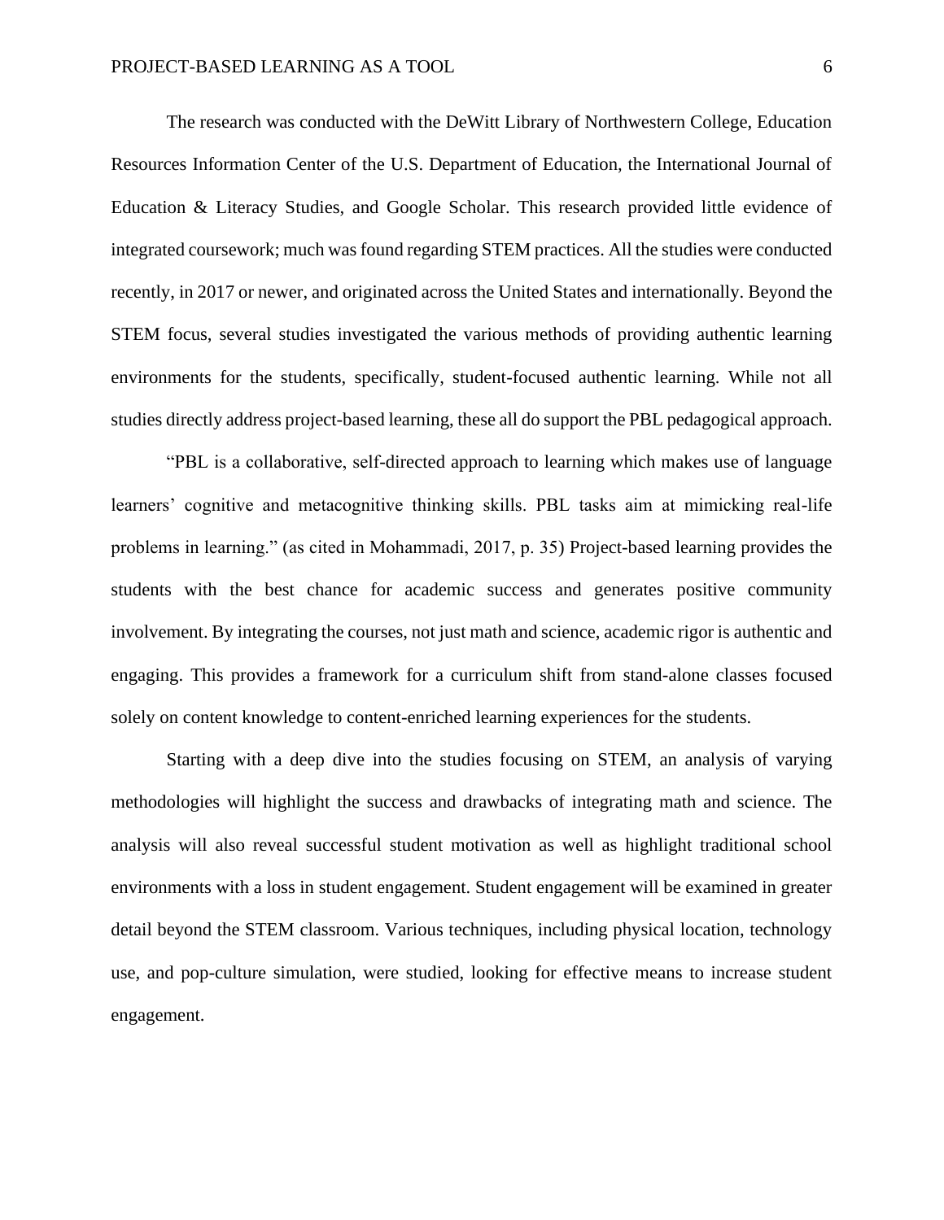The research was conducted with the DeWitt Library of Northwestern College, Education Resources Information Center of the U.S. Department of Education, the International Journal of Education & Literacy Studies, and Google Scholar. This research provided little evidence of integrated coursework; much was found regarding STEM practices. All the studies were conducted recently, in 2017 or newer, and originated across the United States and internationally. Beyond the STEM focus, several studies investigated the various methods of providing authentic learning environments for the students, specifically, student-focused authentic learning. While not all studies directly address project-based learning, these all do support the PBL pedagogical approach.

"PBL is a collaborative, self-directed approach to learning which makes use of language learners' cognitive and metacognitive thinking skills. PBL tasks aim at mimicking real-life problems in learning." (as cited in Mohammadi, 2017, p. 35) Project-based learning provides the students with the best chance for academic success and generates positive community involvement. By integrating the courses, not just math and science, academic rigor is authentic and engaging. This provides a framework for a curriculum shift from stand-alone classes focused solely on content knowledge to content-enriched learning experiences for the students.

Starting with a deep dive into the studies focusing on STEM, an analysis of varying methodologies will highlight the success and drawbacks of integrating math and science. The analysis will also reveal successful student motivation as well as highlight traditional school environments with a loss in student engagement. Student engagement will be examined in greater detail beyond the STEM classroom. Various techniques, including physical location, technology use, and pop-culture simulation, were studied, looking for effective means to increase student engagement.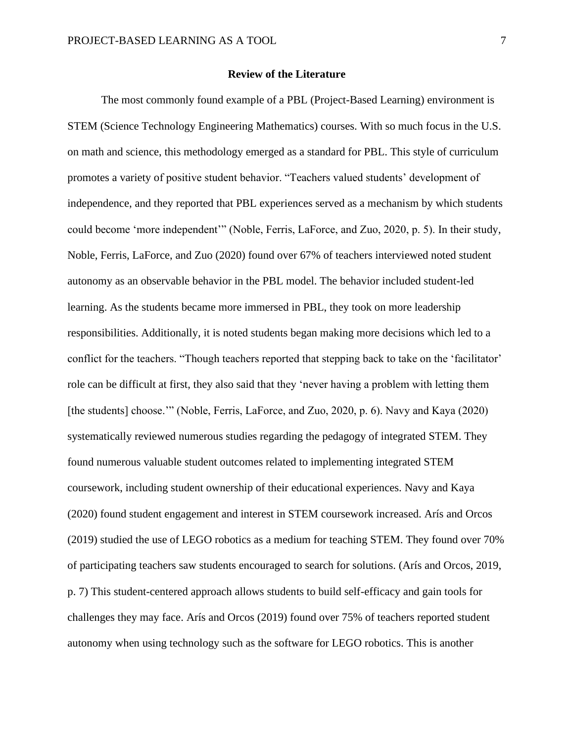## Review of the Literature

The most commonly found example of a PBL (Project-Based Learning) environment is STEM (Science Technology Engineering Mathematics) courses. With so much focus in the U.S. on math and science, this methodology emerged as a standard for PBL. This style of curriculum promotes a variety of positive student behavior. "Teachers valued students' development of independence, and they reported that PBL experiences served as a mechanism by which students could become 'more independent'" (Noble, Ferris, LaForce, and Zuo, 2020, p. 5). In their study, Noble, Ferris, LaForce, and Zuo (2020) found over 67% of teachers interviewed noted student autonomy as an observable behavior in the PBL model. The behavior included student-led learning. As the students became more immersed in PBL, they took on more leadership responsibilities. Additionally, it is noted students began making more decisions which led to a conflict for the teachers. "Though teachers reported that stepping back to take on the 'facilitator' role can be difficult at first, they also said that they 'never having a problem with letting them [the students] choose.'" (Noble, Ferris, LaForce, and Zuo, 2020, p. 6). Navy and Kaya (2020) systematically reviewed numerous studies regarding the pedagogy of integrated STEM. They found numerous valuable student outcomes related to implementing integrated STEM coursework, including student ownership of their educational experiences. Navy and Kaya (2020) found student engagement and interest in STEM coursework increased. Arís and Orcos (2019) studied the use of LEGO robotics as a medium for teaching STEM. They found over 70% of participating teachers saw students encouraged to search for solutions. (Arís and Orcos, 2019, p. 7) This student-centered approach allows students to build self-efficacy and gain tools for challenges they may face. Arís and Orcos (2019) found over 75% of teachers reported student autonomy when using technology such as the software for LEGO robotics. This is another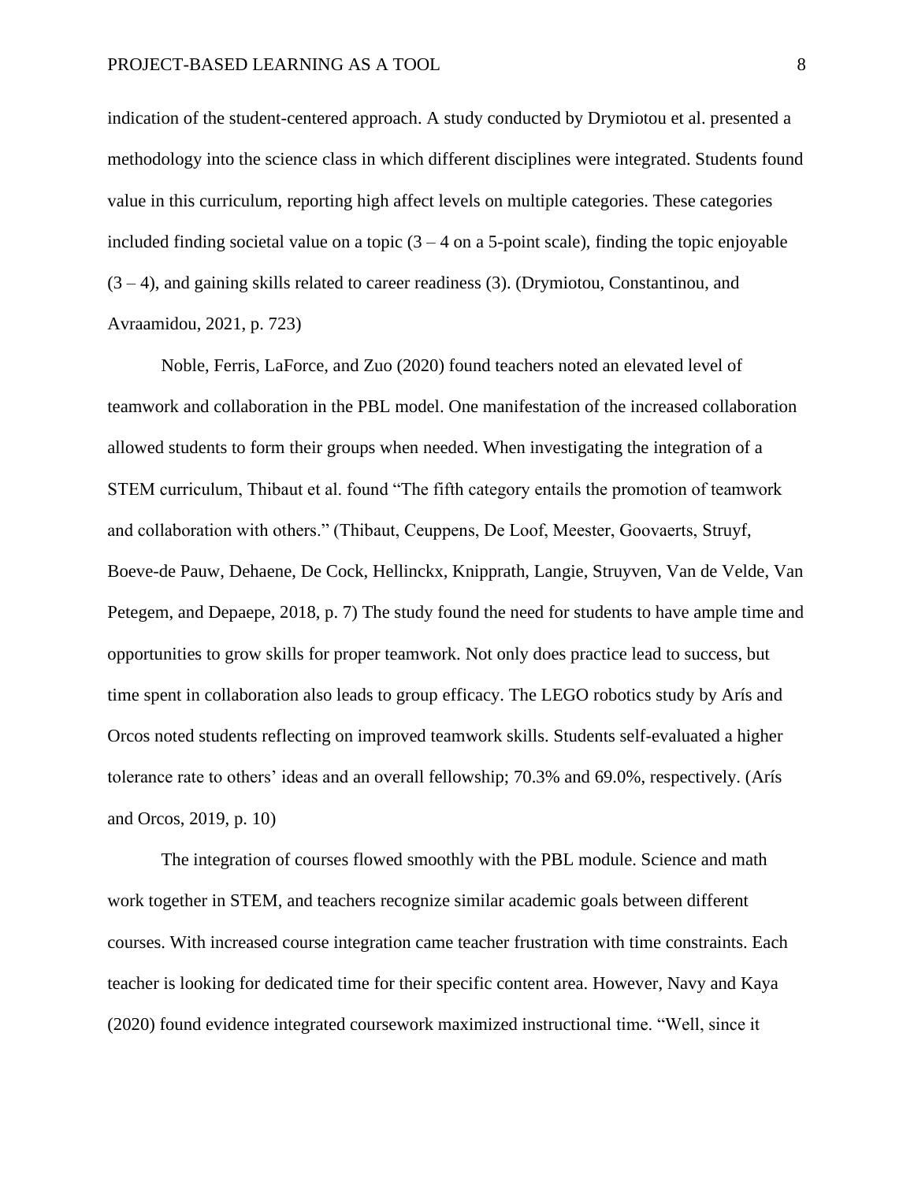indication of the student-centered approach. A study conducted by Drymiotou et al. presented a methodology into the science class in which different disciplines were integrated. Students found value in this curriculum, reporting high affect levels on multiple categories. These categories included finding societal value on a topic (3 – 4 on a 5-point scale), finding the topic enjoyable (3 – 4), and gaining skills related to career readiness (3). (Drymiotou, Constantinou, and Avraamidou, 2021, p. 723)

Noble, Ferris, LaForce, and Zuo (2020) found teachers noted an elevated level of teamwork and collaboration in the PBL model. One manifestation of the increased collaboration allowed students to form their groups when needed. When investigating the integration of a STEM curriculum, Thibaut et al. found "The fifth category entails the promotion of teamwork and collaboration with others." (Thibaut, Ceuppens, De Loof, Meester, Goovaerts, Struyf, Boeve-de Pauw, Dehaene, De Cock, Hellinckx, Knipprath, Langie, Struyven, Van de Velde, Van Petegem, and Depaepe, 2018, p. 7) The study found the need for students to have ample time and opportunities to grow skills for proper teamwork. Not only does practice lead to success, but time spent in collaboration also leads to group efficacy. The LEGO robotics study by Arís and Orcos noted students reflecting on improved teamwork skills. Students self-evaluated a higher tolerance rate to others' ideas and an overall fellowship; 70.3% and 69.0%, respectively. (Arís and Orcos, 2019, p. 10)

The integration of courses flowed smoothly with the PBL module. Science and math work together in STEM, and teachers recognize similar academic goals between different courses. With increased course integration came teacher frustration with time constraints. Each teacher is looking for dedicated time for their specific content area. However, Navy and Kaya (2020) found evidence integrated coursework maximized instructional time. "Well, since it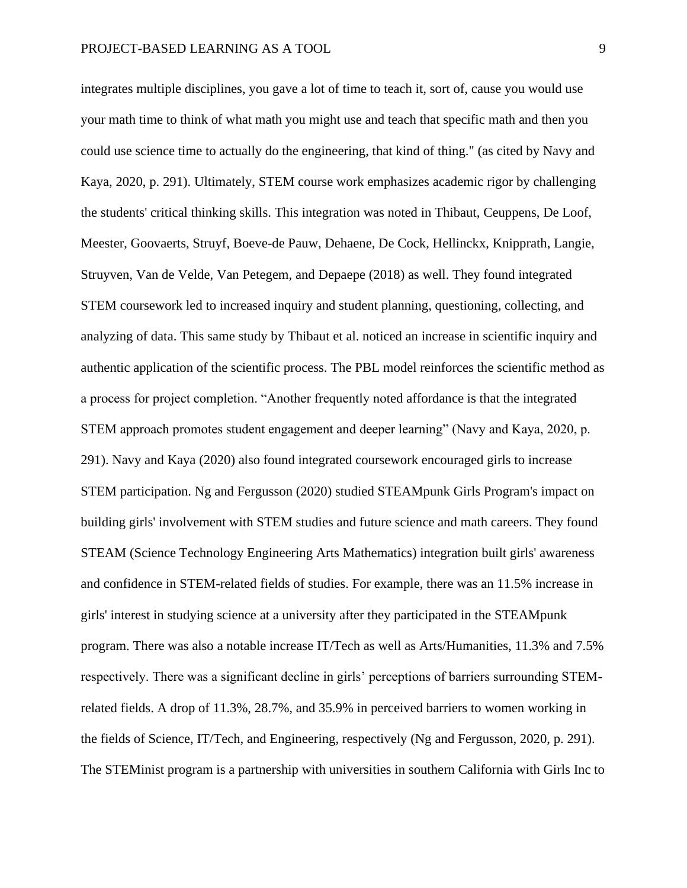integrates multiple disciplines, you gave a lot of time to teach it, sort of, cause you would use your math time to think of what math you might use and teach that specific math and then you could use science time to actually do the engineering, that kind of thing." (as cited by Navy and Kaya, 2020, p. 291). Ultimately, STEM course work emphasizes academic rigor by challenging the students' critical thinking skills. This integration was noted in Thibaut, Ceuppens, De Loof, Meester, Goovaerts, Struyf, Boeve-de Pauw, Dehaene, De Cock, Hellinckx, Knipprath, Langie, Struyven, Van de Velde, Van Petegem, and Depaepe (2018) as well. They found integrated STEM coursework led to increased inquiry and student planning, questioning, collecting, and analyzing of data. This same study by Thibaut et al. noticed an increase in scientific inquiry and authentic application of the scientific process. The PBL model reinforces the scientific method as a process for project completion. "Another frequently noted affordance is that the integrated STEM approach promotes student engagement and deeper learning" (Navy and Kaya, 2020, p. 291). Navy and Kaya (2020) also found integrated coursework encouraged girls to increase STEM participation. Ng and Fergusson (2020) studied STEAMpunk Girls Program's impact on building girls' involvement with STEM studies and future science and math careers. They found STEAM (Science Technology Engineering Arts Mathematics) integration built girls' awareness and confidence in STEM-related fields of studies. For example, there was an 11.5% increase in girls' interest in studying science at a university after they participated in the STEAMpunk program. There was also a notable increase IT/Tech as well as Arts/Humanities, 11.3% and 7.5% respectively. There was a significant decline in girls' perceptions of barriers surrounding STEM-related fields. A drop of 11.3%, 28.7%, and 35.9% in perceived barriers to women working in the fields of Science, IT/Tech, and Engineering, respectively (Ng and Fergusson, 2020, p. 291). The STEMinist program is a partnership with universities in southern California with Girls Inc to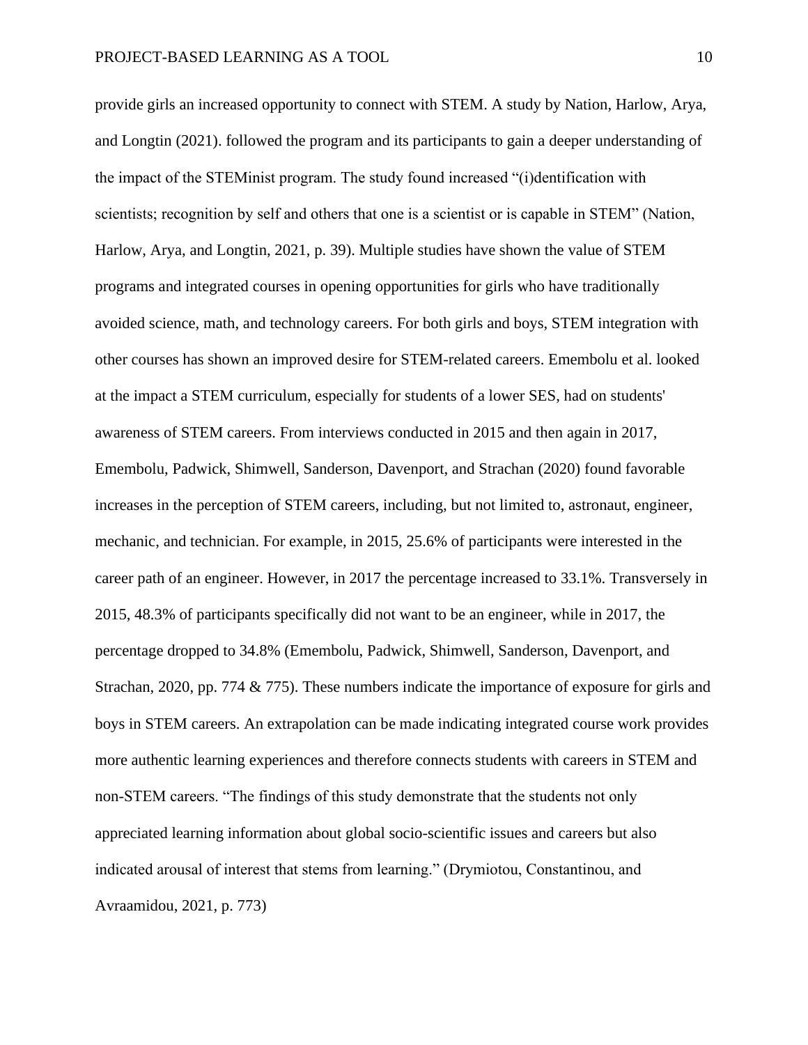provide girls an increased opportunity to connect with STEM. A study by Nation, Harlow, Arya, and Longtin (2021). followed the program and its participants to gain a deeper understanding of the impact of the STEMinist program. The study found increased "(i)dentification with scientists; recognition by self and others that one is a scientist or is capable in STEM" (Nation, Harlow, Arya, and Longtin, 2021, p. 39). Multiple studies have shown the value of STEM programs and integrated courses in opening opportunities for girls who have traditionally avoided science, math, and technology careers. For both girls and boys, STEM integration with other courses has shown an improved desire for STEM-related careers. Emembolu et al. looked at the impact a STEM curriculum, especially for students of a lower SES, had on students' awareness of STEM careers. From interviews conducted in 2015 and then again in 2017, Emembolu, Padwick, Shimwell, Sanderson, Davenport, and Strachan (2020) found favorable increases in the perception of STEM careers, including, but not limited to, astronaut, engineer, mechanic, and technician. For example, in 2015, 25.6% of participants were interested in the career path of an engineer. However, in 2017 the percentage increased to 33.1%. Transversely in 2015, 48.3% of participants specifically did not want to be an engineer, while in 2017, the percentage dropped to 34.8% (Emembolu, Padwick, Shimwell, Sanderson, Davenport, and Strachan, 2020, pp. 774 & 775). These numbers indicate the importance of exposure for girls and boys in STEM careers. An extrapolation can be made indicating integrated course work provides more authentic learning experiences and therefore connects students with careers in STEM and non-STEM careers. "The findings of this study demonstrate that the students not only appreciated learning information about global socio-scientific issues and careers but also indicated arousal of interest that stems from learning." (Drymiotou, Constantinou, and Avraamidou, 2021, p. 773)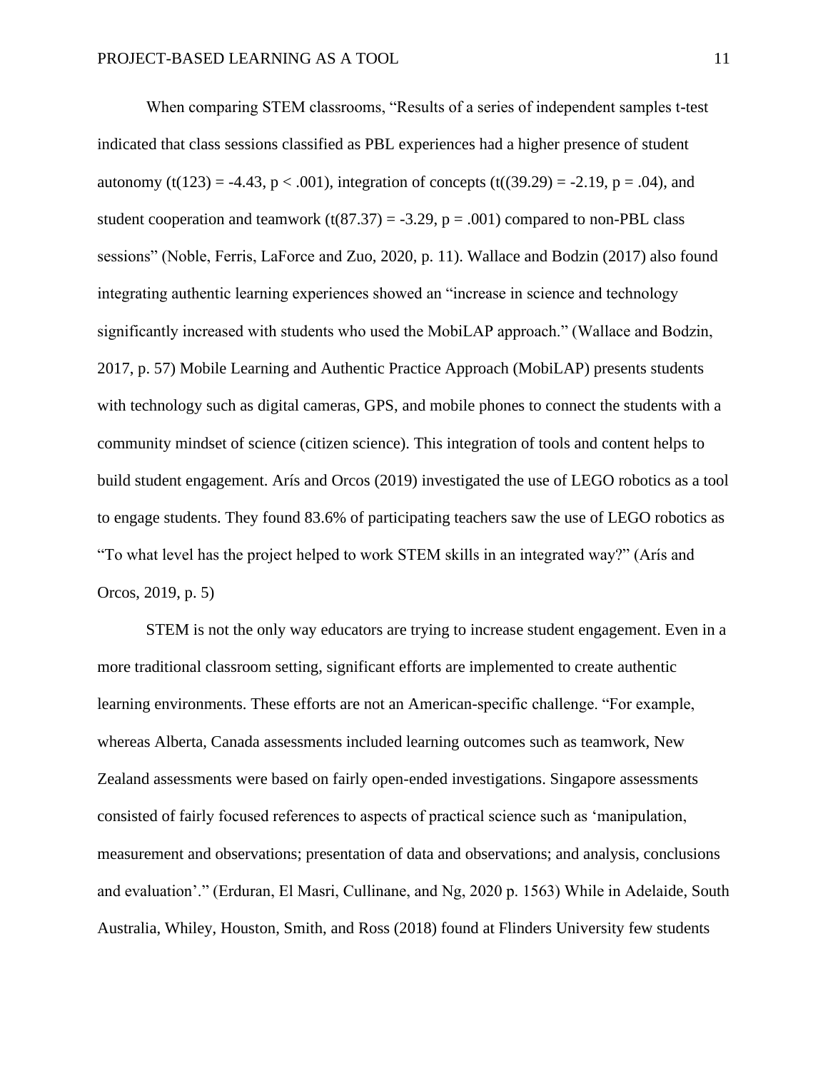When comparing STEM classrooms, “Results of a series of independent samples t-test indicated that class sessions classified as PBL experiences had a higher presence of student autonomy ($t(123) = -4.43$, $p < .001$), integration of concepts ($t((39.29) = -2.19$, $p = .04$), and student cooperation and teamwork ($t(87.37) = -3.29$, $p = .001$) compared to non-PBL class sessions” (Noble, Ferris, LaForce and Zuo, 2020, p. 11). Wallace and Bodzin (2017) also found integrating authentic learning experiences showed an “increase in science and technology significantly increased with students who used the MobiLAP approach.” (Wallace and Bodzin, 2017, p. 57) Mobile Learning and Authentic Practice Approach (MobiLAP) presents students with technology such as digital cameras, GPS, and mobile phones to connect the students with a community mindset of science (citizen science). This integration of tools and content helps to build student engagement. Arís and Orcos (2019) investigated the use of LEGO robotics as a tool to engage students. They found 83.6% of participating teachers saw the use of LEGO robotics as “To what level has the project helped to work STEM skills in an integrated way?” (Arís and Orcos, 2019, p. 5)

STEM is not the only way educators are trying to increase student engagement. Even in a more traditional classroom setting, significant efforts are implemented to create authentic learning environments. These efforts are not an American-specific challenge. “For example, whereas Alberta, Canada assessments included learning outcomes such as teamwork, New Zealand assessments were based on fairly open-ended investigations. Singapore assessments consisted of fairly focused references to aspects of practical science such as ‘manipulation, measurement and observations; presentation of data and observations; and analysis, conclusions and evaluation’.” (Erduran, El Masri, Cullinane, and Ng, 2020 p. 1563) While in Adelaide, South Australia, Whiley, Houston, Smith, and Ross (2018) found at Flinders University few students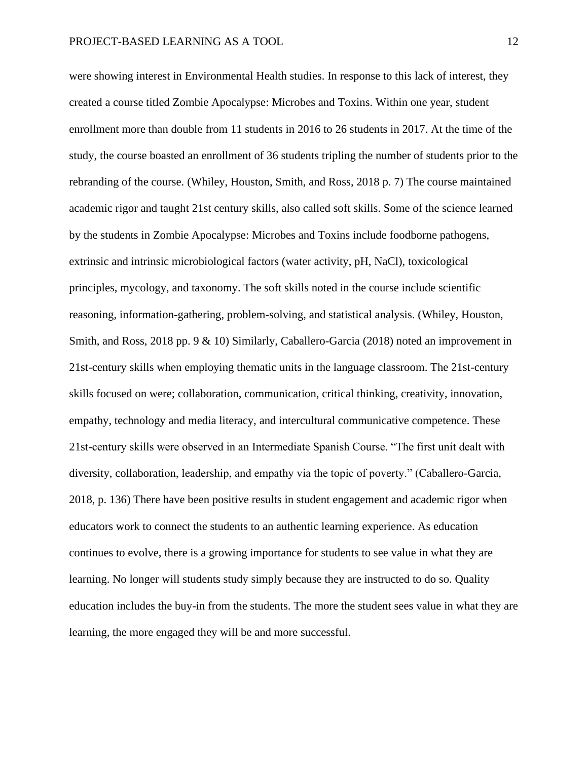were showing interest in Environmental Health studies. In response to this lack of interest, they created a course titled Zombie Apocalypse: Microbes and Toxins. Within one year, student enrollment more than double from 11 students in 2016 to 26 students in 2017. At the time of the study, the course boasted an enrollment of 36 students tripling the number of students prior to the rebranding of the course. (Whiley, Houston, Smith, and Ross, 2018 p. 7) The course maintained academic rigor and taught 21st century skills, also called soft skills. Some of the science learned by the students in Zombie Apocalypse: Microbes and Toxins include foodborne pathogens, extrinsic and intrinsic microbiological factors (water activity, pH, NaCl), toxicological principles, mycology, and taxonomy. The soft skills noted in the course include scientific reasoning, information-gathering, problem-solving, and statistical analysis. (Whiley, Houston, Smith, and Ross, 2018 pp. 9 & 10) Similarly, Caballero-Garcia (2018) noted an improvement in 21st-century skills when employing thematic units in the language classroom. The 21st-century skills focused on were; collaboration, communication, critical thinking, creativity, innovation, empathy, technology and media literacy, and intercultural communicative competence. These 21st-century skills were observed in an Intermediate Spanish Course. "The first unit dealt with diversity, collaboration, leadership, and empathy via the topic of poverty." (Caballero-Garcia, 2018, p. 136) There have been positive results in student engagement and academic rigor when educators work to connect the students to an authentic learning experience. As education continues to evolve, there is a growing importance for students to see value in what they are learning. No longer will students study simply because they are instructed to do so. Quality education includes the buy-in from the students. The more the student sees value in what they are learning, the more engaged they will be and more successful.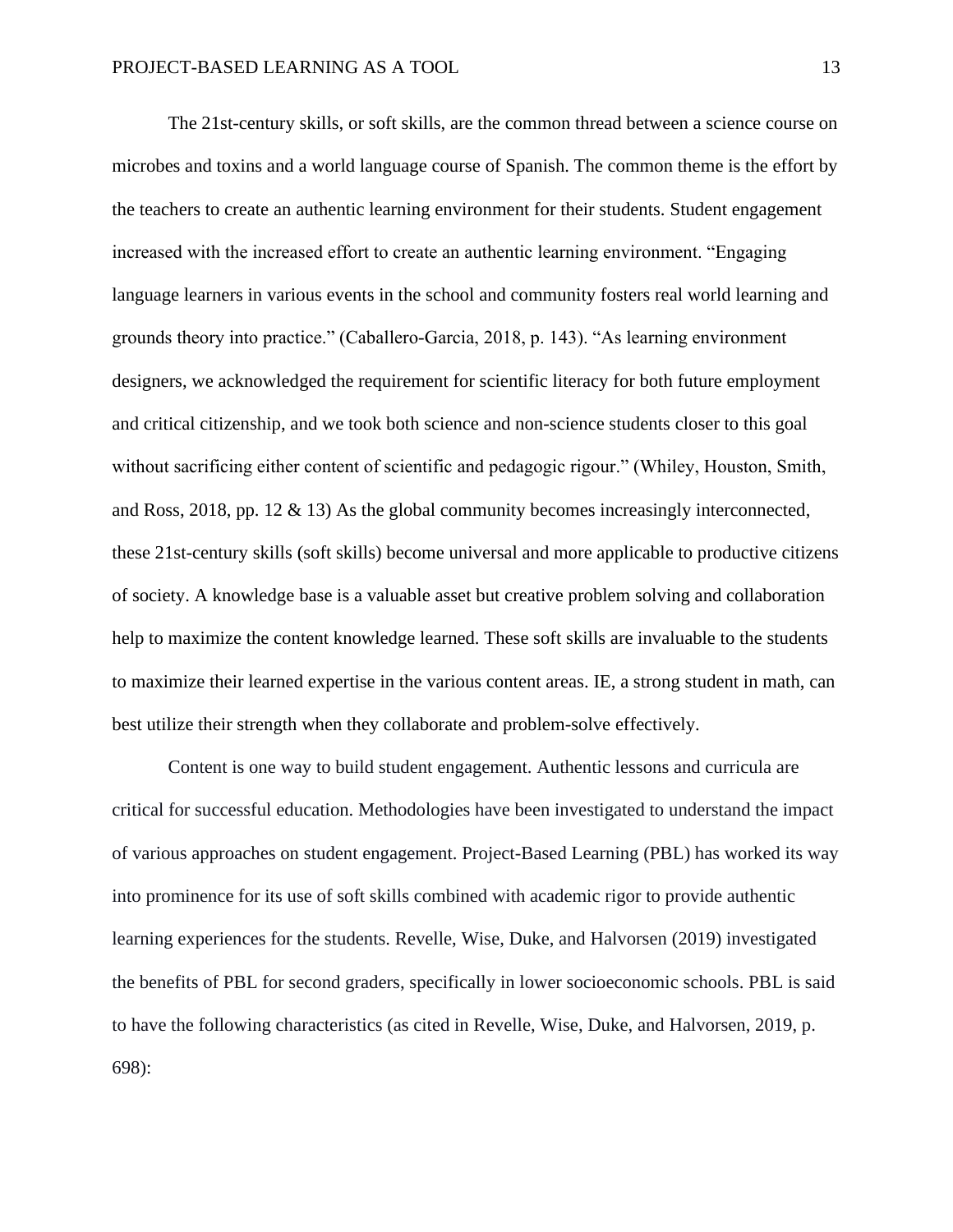The 21st-century skills, or soft skills, are the common thread between a science course on microbes and toxins and a world language course of Spanish. The common theme is the effort by the teachers to create an authentic learning environment for their students. Student engagement increased with the increased effort to create an authentic learning environment. “Engaging language learners in various events in the school and community fosters real world learning and grounds theory into practice.” (Caballero-Garcia, 2018, p. 143). “As learning environment designers, we acknowledged the requirement for scientific literacy for both future employment and critical citizenship, and we took both science and non-science students closer to this goal without sacrificing either content of scientific and pedagogic rigour.” (Whiley, Houston, Smith, and Ross, 2018, pp. 12 & 13) As the global community becomes increasingly interconnected, these 21st-century skills (soft skills) become universal and more applicable to productive citizens of society. A knowledge base is a valuable asset but creative problem solving and collaboration help to maximize the content knowledge learned. These soft skills are invaluable to the students to maximize their learned expertise in the various content areas. IE, a strong student in math, can best utilize their strength when they collaborate and problem-solve effectively.

Content is one way to build student engagement. Authentic lessons and curricula are critical for successful education. Methodologies have been investigated to understand the impact of various approaches on student engagement. Project-Based Learning (PBL) has worked its way into prominence for its use of soft skills combined with academic rigor to provide authentic learning experiences for the students. Revelle, Wise, Duke, and Halvorsen (2019) investigated the benefits of PBL for second graders, specifically in lower socioeconomic schools. PBL is said to have the following characteristics (as cited in Revelle, Wise, Duke, and Halvorsen, 2019, p. 698):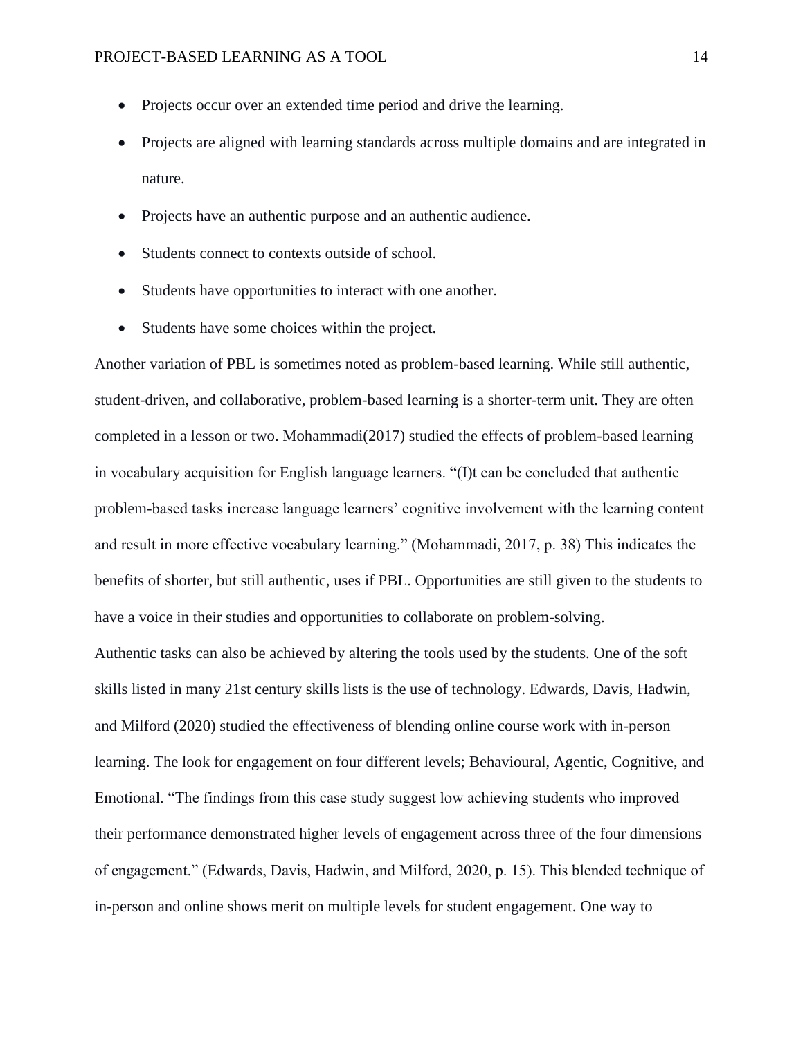- Projects occur over an extended time period and drive the learning.
- Projects are aligned with learning standards across multiple domains and are integrated in nature.
- Projects have an authentic purpose and an authentic audience.
- Students connect to contexts outside of school.
- Students have opportunities to interact with one another.
- Students have some choices within the project.

Another variation of PBL is sometimes noted as problem-based learning. While still authentic, student-driven, and collaborative, problem-based learning is a shorter-term unit. They are often completed in a lesson or two. Mohammadi(2017) studied the effects of problem-based learning in vocabulary acquisition for English language learners. "(I)t can be concluded that authentic problem-based tasks increase language learners' cognitive involvement with the learning content and result in more effective vocabulary learning." (Mohammadi, 2017, p. 38) This indicates the benefits of shorter, but still authentic, uses if PBL. Opportunities are still given to the students to have a voice in their studies and opportunities to collaborate on problem-solving.

Authentic tasks can also be achieved by altering the tools used by the students. One of the soft skills listed in many 21st century skills lists is the use of technology. Edwards, Davis, Hadwin, and Milford (2020) studied the effectiveness of blending online course work with in-person learning. The look for engagement on four different levels; Behavioural, Agentic, Cognitive, and Emotional. "The findings from this case study suggest low achieving students who improved their performance demonstrated higher levels of engagement across three of the four dimensions of engagement." (Edwards, Davis, Hadwin, and Milford, 2020, p. 15). This blended technique of in-person and online shows merit on multiple levels for student engagement. One way to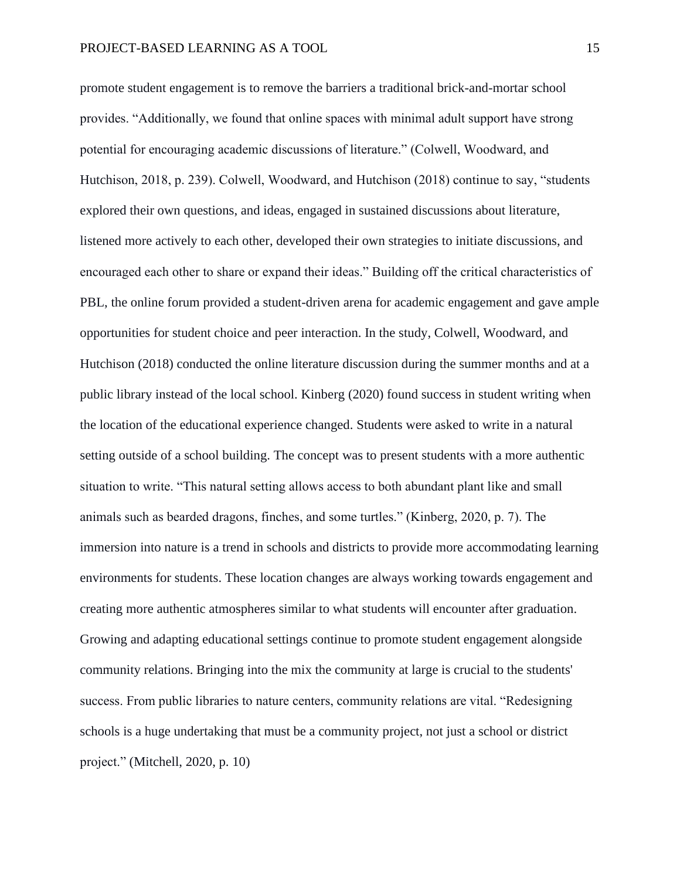promote student engagement is to remove the barriers a traditional brick-and-mortar school provides. “Additionally, we found that online spaces with minimal adult support have strong potential for encouraging academic discussions of literature.” (Colwell, Woodward, and Hutchison, 2018, p. 239). Colwell, Woodward, and Hutchison (2018) continue to say, “students explored their own questions, and ideas, engaged in sustained discussions about literature, listened more actively to each other, developed their own strategies to initiate discussions, and encouraged each other to share or expand their ideas.” Building off the critical characteristics of PBL, the online forum provided a student-driven arena for academic engagement and gave ample opportunities for student choice and peer interaction. In the study, Colwell, Woodward, and Hutchison (2018) conducted the online literature discussion during the summer months and at a public library instead of the local school. Kinberg (2020) found success in student writing when the location of the educational experience changed. Students were asked to write in a natural setting outside of a school building. The concept was to present students with a more authentic situation to write. “This natural setting allows access to both abundant plant like and small animals such as bearded dragons, finches, and some turtles.” (Kinberg, 2020, p. 7). The immersion into nature is a trend in schools and districts to provide more accommodating learning environments for students. These location changes are always working towards engagement and creating more authentic atmospheres similar to what students will encounter after graduation. Growing and adapting educational settings continue to promote student engagement alongside community relations. Bringing into the mix the community at large is crucial to the students' success. From public libraries to nature centers, community relations are vital. “Redesigning schools is a huge undertaking that must be a community project, not just a school or district project.” (Mitchell, 2020, p. 10)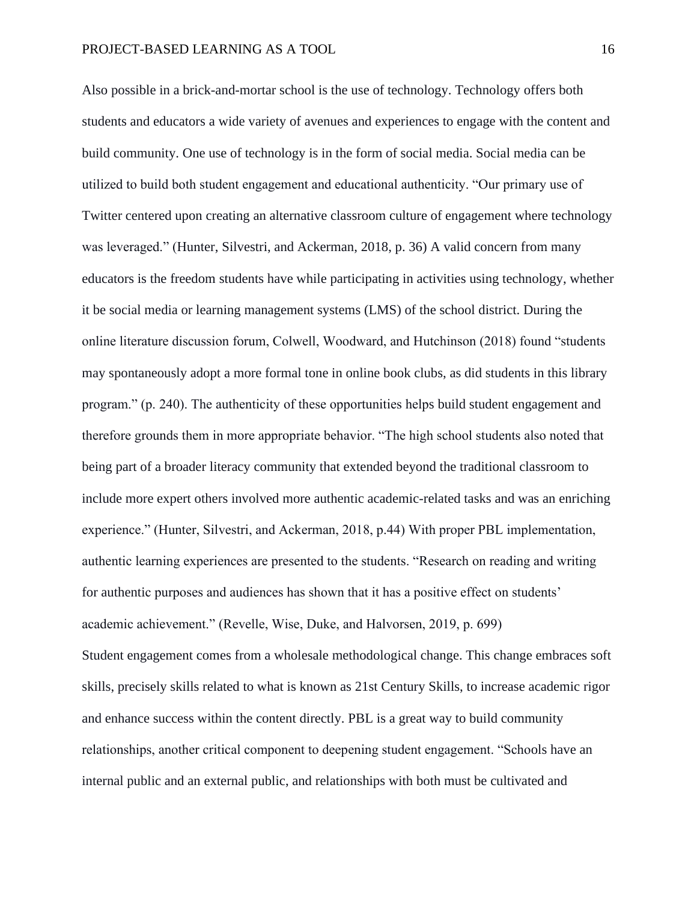Also possible in a brick-and-mortar school is the use of technology. Technology offers both students and educators a wide variety of avenues and experiences to engage with the content and build community. One use of technology is in the form of social media. Social media can be utilized to build both student engagement and educational authenticity. "Our primary use of Twitter centered upon creating an alternative classroom culture of engagement where technology was leveraged." (Hunter, Silvestri, and Ackerman, 2018, p. 36) A valid concern from many educators is the freedom students have while participating in activities using technology, whether it be social media or learning management systems (LMS) of the school district. During the online literature discussion forum, Colwell, Woodward, and Hutchinson (2018) found "students may spontaneously adopt a more formal tone in online book clubs, as did students in this library program." (p. 240). The authenticity of these opportunities helps build student engagement and therefore grounds them in more appropriate behavior. "The high school students also noted that being part of a broader literacy community that extended beyond the traditional classroom to include more expert others involved more authentic academic-related tasks and was an enriching experience." (Hunter, Silvestri, and Ackerman, 2018, p.44) With proper PBL implementation, authentic learning experiences are presented to the students. "Research on reading and writing for authentic purposes and audiences has shown that it has a positive effect on students' academic achievement." (Revelle, Wise, Duke, and Halvorsen, 2019, p. 699)

Student engagement comes from a wholesale methodological change. This change embraces soft skills, precisely skills related to what is known as 21st Century Skills, to increase academic rigor and enhance success within the content directly. PBL is a great way to build community relationships, another critical component to deepening student engagement. "Schools have an internal public and an external public, and relationships with both must be cultivated and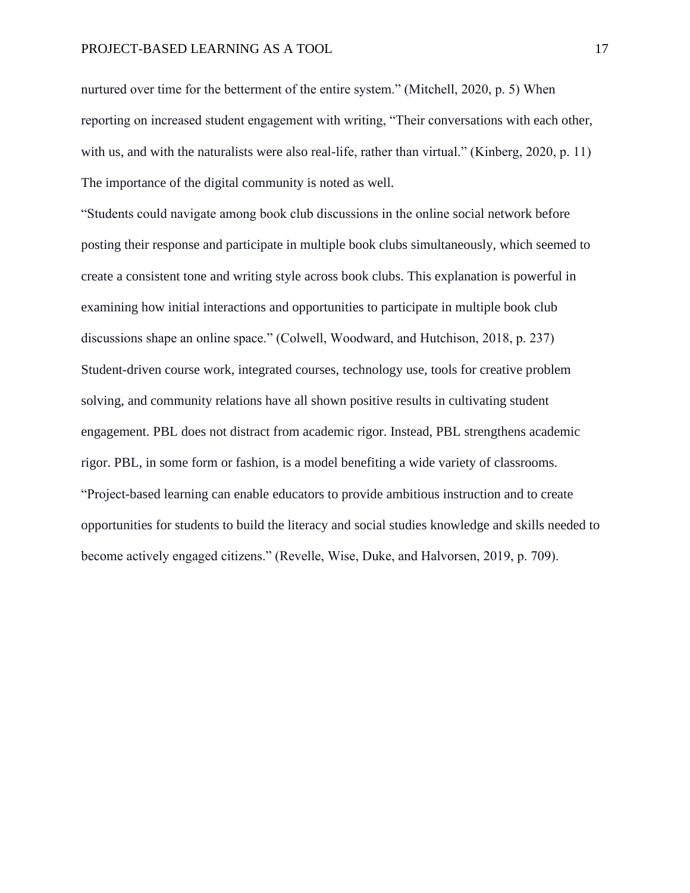nurtured over time for the betterment of the entire system." (Mitchell, 2020, p. 5) When reporting on increased student engagement with writing, "Their conversations with each other, with us, and with the naturalists were also real-life, rather than virtual." (Kinberg, 2020, p. 11) The importance of the digital community is noted as well.

"Students could navigate among book club discussions in the online social network before posting their response and participate in multiple book clubs simultaneously, which seemed to create a consistent tone and writing style across book clubs. This explanation is powerful in examining how initial interactions and opportunities to participate in multiple book club discussions shape an online space." (Colwell, Woodward, and Hutchison, 2018, p. 237)

Student-driven course work, integrated courses, technology use, tools for creative problem solving, and community relations have all shown positive results in cultivating student engagement. PBL does not distract from academic rigor. Instead, PBL strengthens academic rigor. PBL, in some form or fashion, is a model benefiting a wide variety of classrooms.

"Project-based learning can enable educators to provide ambitious instruction and to create opportunities for students to build the literacy and social studies knowledge and skills needed to become actively engaged citizens." (Revelle, Wise, Duke, and Halvorsen, 2019, p. 709).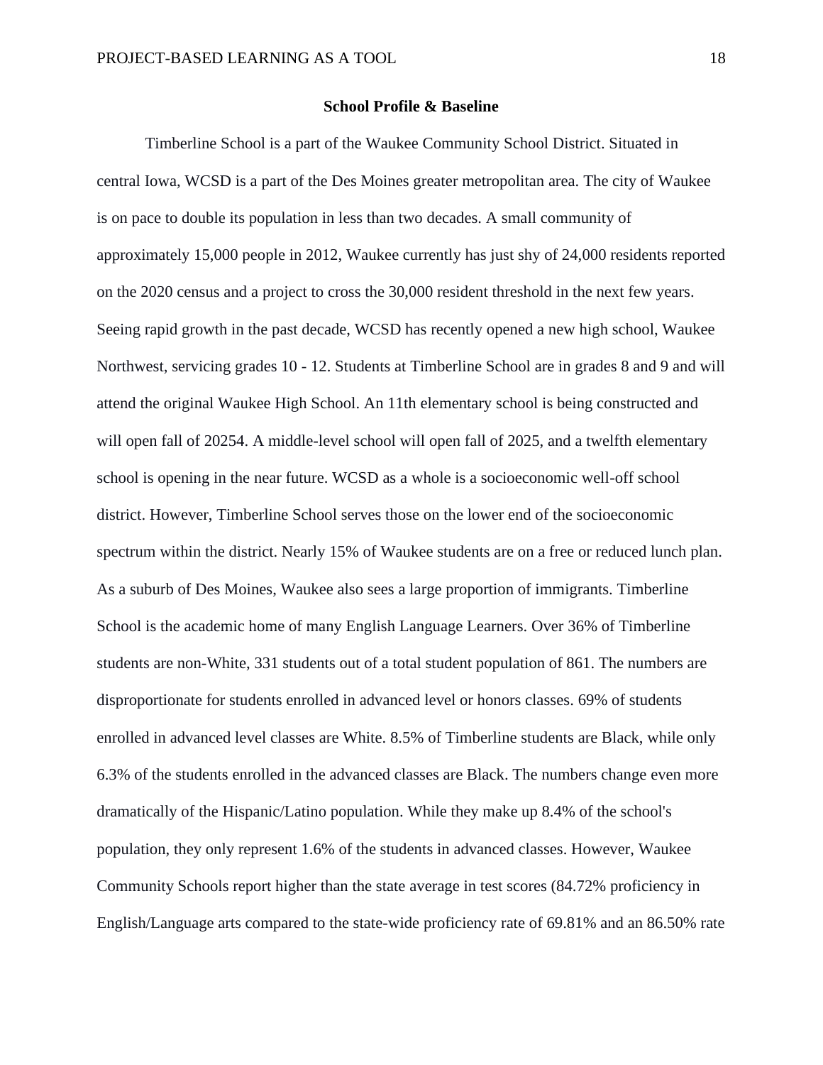## School Profile & Baseline

Timberline School is a part of the Waukee Community School District. Situated in central Iowa, WCSD is a part of the Des Moines greater metropolitan area. The city of Waukee is on pace to double its population in less than two decades. A small community of approximately 15,000 people in 2012, Waukee currently has just shy of 24,000 residents reported on the 2020 census and a project to cross the 30,000 resident threshold in the next few years. Seeing rapid growth in the past decade, WCSD has recently opened a new high school, Waukee Northwest, servicing grades 10 - 12. Students at Timberline School are in grades 8 and 9 and will attend the original Waukee High School. An 11th elementary school is being constructed and will open fall of 20254. A middle-level school will open fall of 2025, and a twelfth elementary school is opening in the near future. WCSD as a whole is a socioeconomic well-off school district. However, Timberline School serves those on the lower end of the socioeconomic spectrum within the district. Nearly 15% of Waukee students are on a free or reduced lunch plan. As a suburb of Des Moines, Waukee also sees a large proportion of immigrants. Timberline School is the academic home of many English Language Learners. Over 36% of Timberline students are non-White, 331 students out of a total student population of 861. The numbers are disproportionate for students enrolled in advanced level or honors classes. 69% of students enrolled in advanced level classes are White. 8.5% of Timberline students are Black, while only 6.3% of the students enrolled in the advanced classes are Black. The numbers change even more dramatically of the Hispanic/Latino population. While they make up 8.4% of the school's population, they only represent 1.6% of the students in advanced classes. However, Waukee Community Schools report higher than the state average in test scores (84.72% proficiency in English/Language arts compared to the state-wide proficiency rate of 69.81% and an 86.50% rate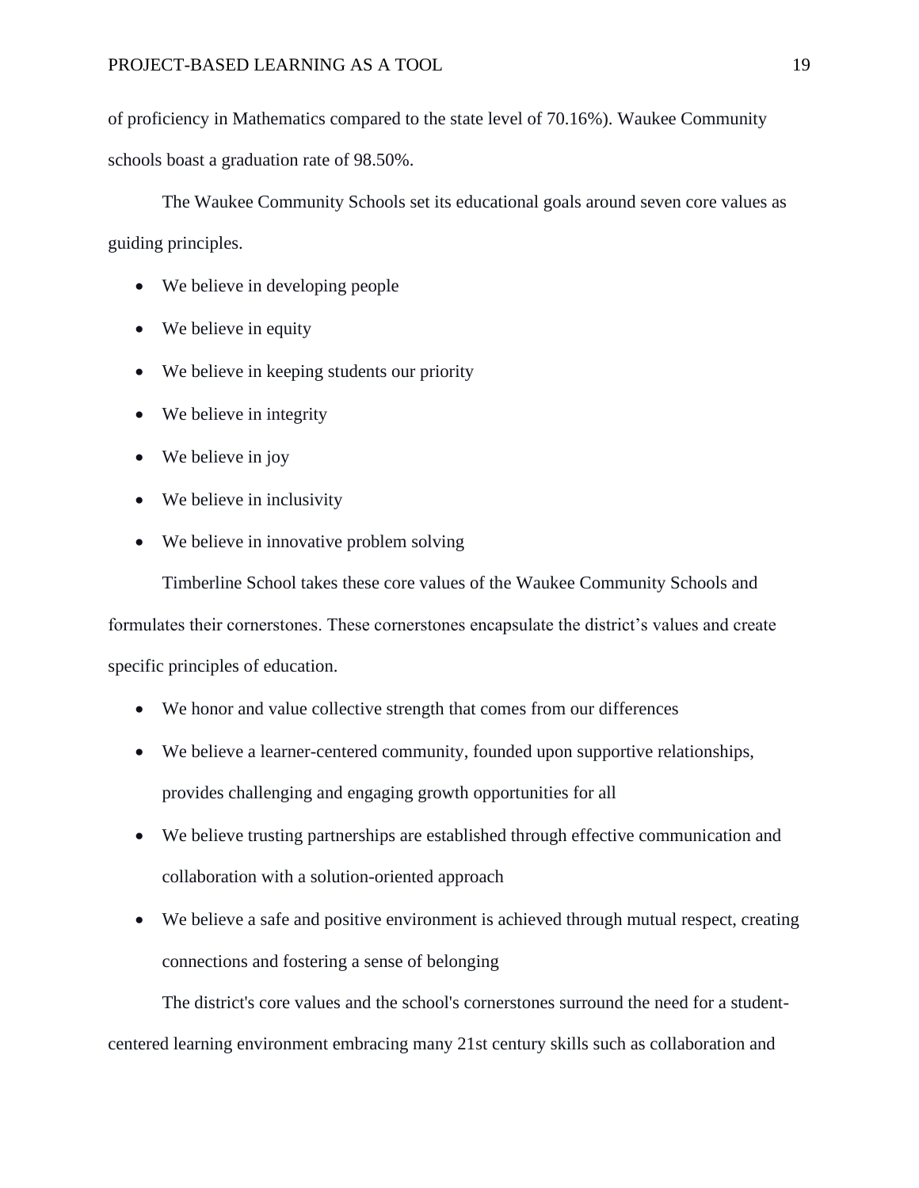of proficiency in Mathematics compared to the state level of 70.16%). Waukee Community schools boast a graduation rate of 98.50%.

The Waukee Community Schools set its educational goals around seven core values as guiding principles.

- We believe in developing people
- We believe in equity
- We believe in keeping students our priority
- We believe in integrity
- We believe in joy
- We believe in inclusivity
- We believe in innovative problem solving

Timberline School takes these core values of the Waukee Community Schools and formulates their cornerstones. These cornerstones encapsulate the district's values and create specific principles of education.

- We honor and value collective strength that comes from our differences
- We believe a learner-centered community, founded upon supportive relationships, provides challenging and engaging growth opportunities for all
- We believe trusting partnerships are established through effective communication and collaboration with a solution-oriented approach
- We believe a safe and positive environment is achieved through mutual respect, creating connections and fostering a sense of belonging

The district's core values and the school's cornerstones surround the need for a student-centered learning environment embracing many 21st century skills such as collaboration and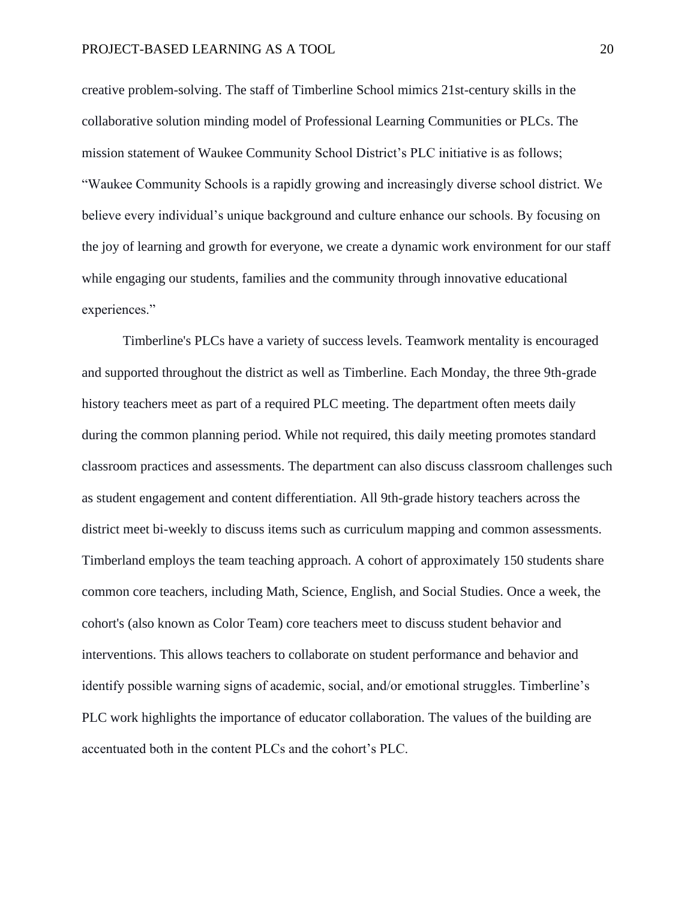creative problem-solving. The staff of Timberline School mimics 21st-century skills in the collaborative solution minding model of Professional Learning Communities or PLCs. The mission statement of Waukee Community School District's PLC initiative is as follows; "Waukee Community Schools is a rapidly growing and increasingly diverse school district. We believe every individual's unique background and culture enhance our schools. By focusing on the joy of learning and growth for everyone, we create a dynamic work environment for our staff while engaging our students, families and the community through innovative educational experiences."

Timberline's PLCs have a variety of success levels. Teamwork mentality is encouraged and supported throughout the district as well as Timberline. Each Monday, the three 9th-grade history teachers meet as part of a required PLC meeting. The department often meets daily during the common planning period. While not required, this daily meeting promotes standard classroom practices and assessments. The department can also discuss classroom challenges such as student engagement and content differentiation. All 9th-grade history teachers across the district meet bi-weekly to discuss items such as curriculum mapping and common assessments. Timberland employs the team teaching approach. A cohort of approximately 150 students share common core teachers, including Math, Science, English, and Social Studies. Once a week, the cohort's (also known as Color Team) core teachers meet to discuss student behavior and interventions. This allows teachers to collaborate on student performance and behavior and identify possible warning signs of academic, social, and/or emotional struggles. Timberline's PLC work highlights the importance of educator collaboration. The values of the building are accentuated both in the content PLCs and the cohort's PLC.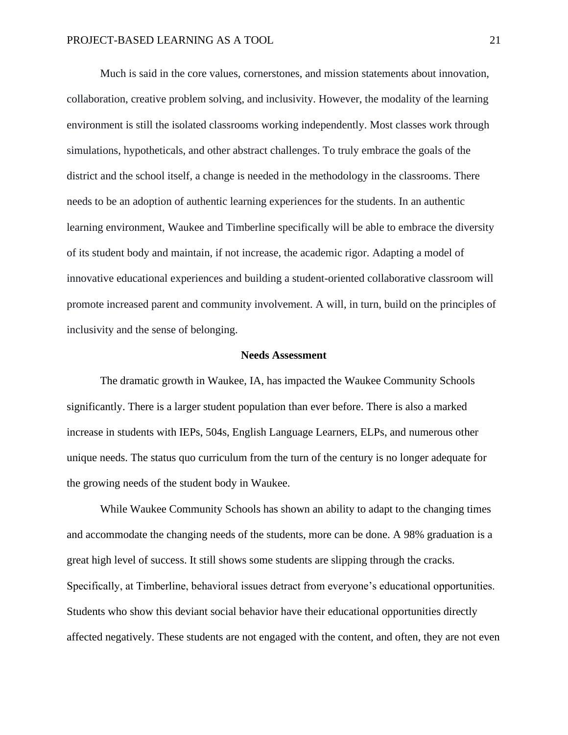Much is said in the core values, cornerstones, and mission statements about innovation, collaboration, creative problem solving, and inclusivity. However, the modality of the learning environment is still the isolated classrooms working independently. Most classes work through simulations, hypotheticals, and other abstract challenges. To truly embrace the goals of the district and the school itself, a change is needed in the methodology in the classrooms. There needs to be an adoption of authentic learning experiences for the students. In an authentic learning environment, Waukee and Timberline specifically will be able to embrace the diversity of its student body and maintain, if not increase, the academic rigor. Adapting a model of innovative educational experiences and building a student-oriented collaborative classroom will promote increased parent and community involvement. A will, in turn, build on the principles of inclusivity and the sense of belonging.

## Needs Assessment

The dramatic growth in Waukee, IA, has impacted the Waukee Community Schools significantly. There is a larger student population than ever before. There is also a marked increase in students with IEPs, 504s, English Language Learners, ELPs, and numerous other unique needs. The status quo curriculum from the turn of the century is no longer adequate for the growing needs of the student body in Waukee.

While Waukee Community Schools has shown an ability to adapt to the changing times and accommodate the changing needs of the students, more can be done. A 98% graduation is a great high level of success. It still shows some students are slipping through the cracks. Specifically, at Timberline, behavioral issues detract from everyone's educational opportunities. Students who show this deviant social behavior have their educational opportunities directly affected negatively. These students are not engaged with the content, and often, they are not even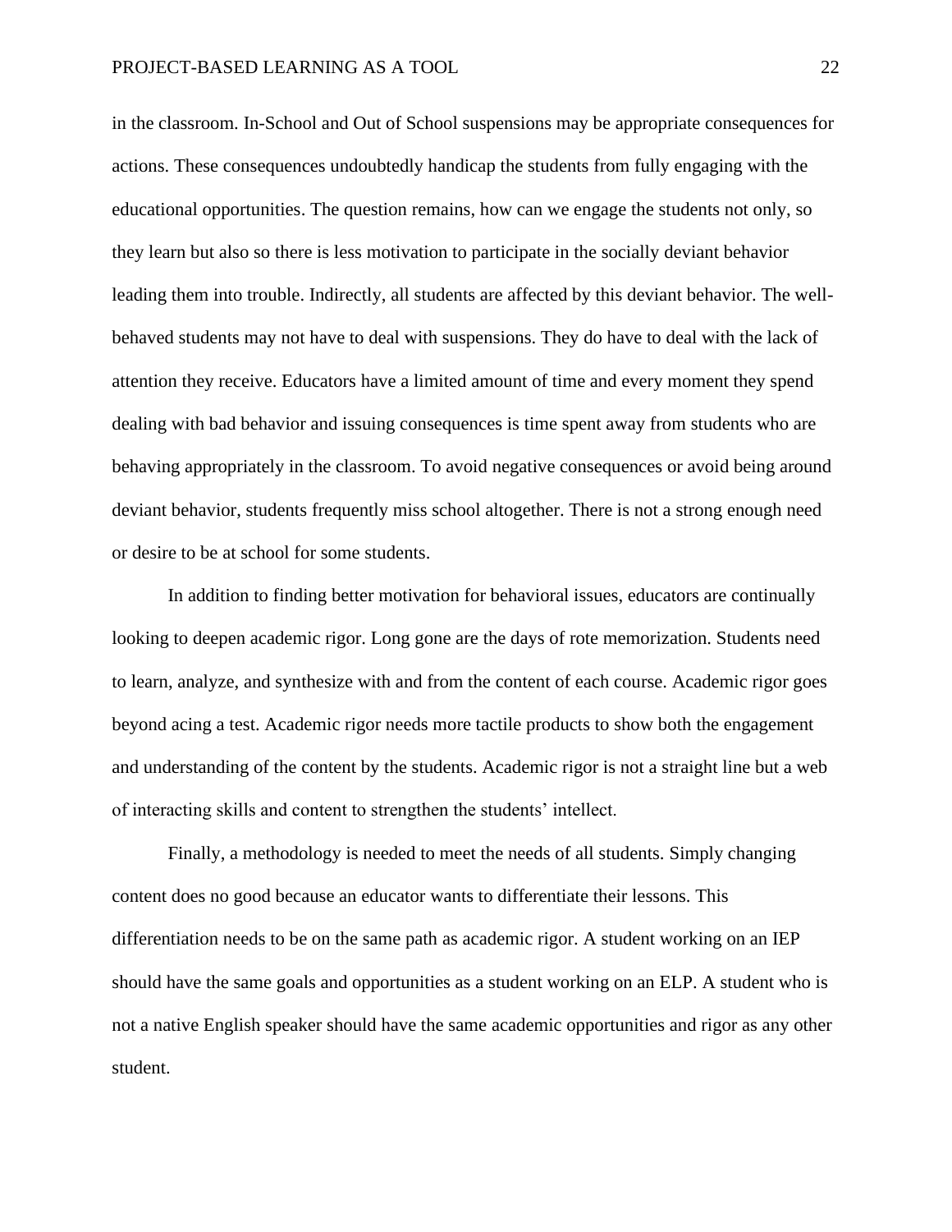in the classroom. In-School and Out of School suspensions may be appropriate consequences for actions. These consequences undoubtedly handicap the students from fully engaging with the educational opportunities. The question remains, how can we engage the students not only, so they learn but also so there is less motivation to participate in the socially deviant behavior leading them into trouble. Indirectly, all students are affected by this deviant behavior. The well-behaved students may not have to deal with suspensions. They do have to deal with the lack of attention they receive. Educators have a limited amount of time and every moment they spend dealing with bad behavior and issuing consequences is time spent away from students who are behaving appropriately in the classroom. To avoid negative consequences or avoid being around deviant behavior, students frequently miss school altogether. There is not a strong enough need or desire to be at school for some students.

In addition to finding better motivation for behavioral issues, educators are continually looking to deepen academic rigor. Long gone are the days of rote memorization. Students need to learn, analyze, and synthesize with and from the content of each course. Academic rigor goes beyond acing a test. Academic rigor needs more tactile products to show both the engagement and understanding of the content by the students. Academic rigor is not a straight line but a web of interacting skills and content to strengthen the students' intellect.

Finally, a methodology is needed to meet the needs of all students. Simply changing content does no good because an educator wants to differentiate their lessons. This differentiation needs to be on the same path as academic rigor. A student working on an IEP should have the same goals and opportunities as a student working on an ELP. A student who is not a native English speaker should have the same academic opportunities and rigor as any other student.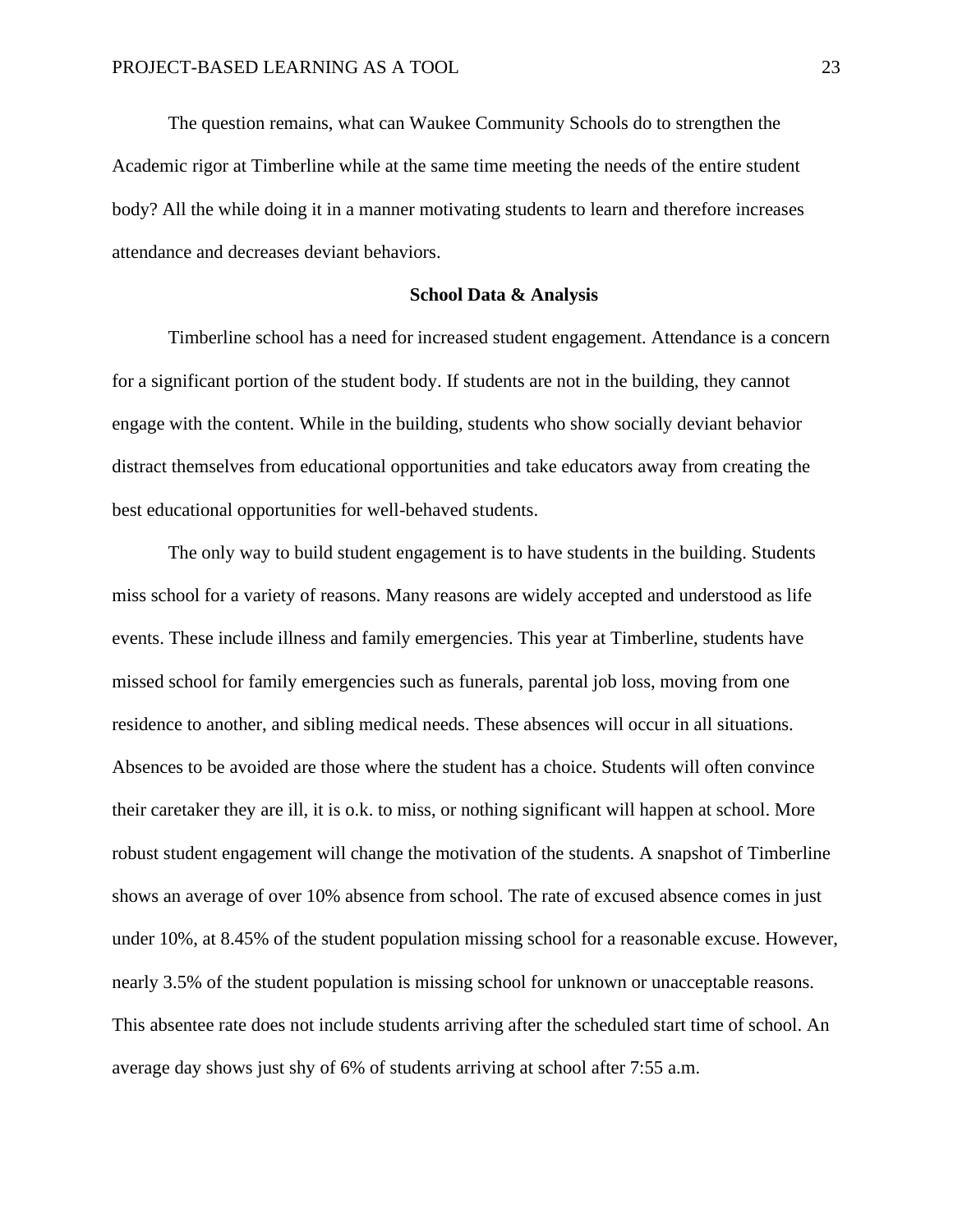The question remains, what can Waukee Community Schools do to strengthen the Academic rigor at Timberline while at the same time meeting the needs of the entire student body? All the while doing it in a manner motivating students to learn and therefore increases attendance and decreases deviant behaviors.

## School Data & Analysis

Timberline school has a need for increased student engagement. Attendance is a concern for a significant portion of the student body. If students are not in the building, they cannot engage with the content. While in the building, students who show socially deviant behavior distract themselves from educational opportunities and take educators away from creating the best educational opportunities for well-behaved students.

The only way to build student engagement is to have students in the building. Students miss school for a variety of reasons. Many reasons are widely accepted and understood as life events. These include illness and family emergencies. This year at Timberline, students have missed school for family emergencies such as funerals, parental job loss, moving from one residence to another, and sibling medical needs. These absences will occur in all situations. Absences to be avoided are those where the student has a choice. Students will often convince their caretaker they are ill, it is o.k. to miss, or nothing significant will happen at school. More robust student engagement will change the motivation of the students. A snapshot of Timberline shows an average of over 10% absence from school. The rate of excused absence comes in just under 10%, at 8.45% of the student population missing school for a reasonable excuse. However, nearly 3.5% of the student population is missing school for unknown or unacceptable reasons. This absentee rate does not include students arriving after the scheduled start time of school. An average day shows just shy of 6% of students arriving at school after 7:55 a.m.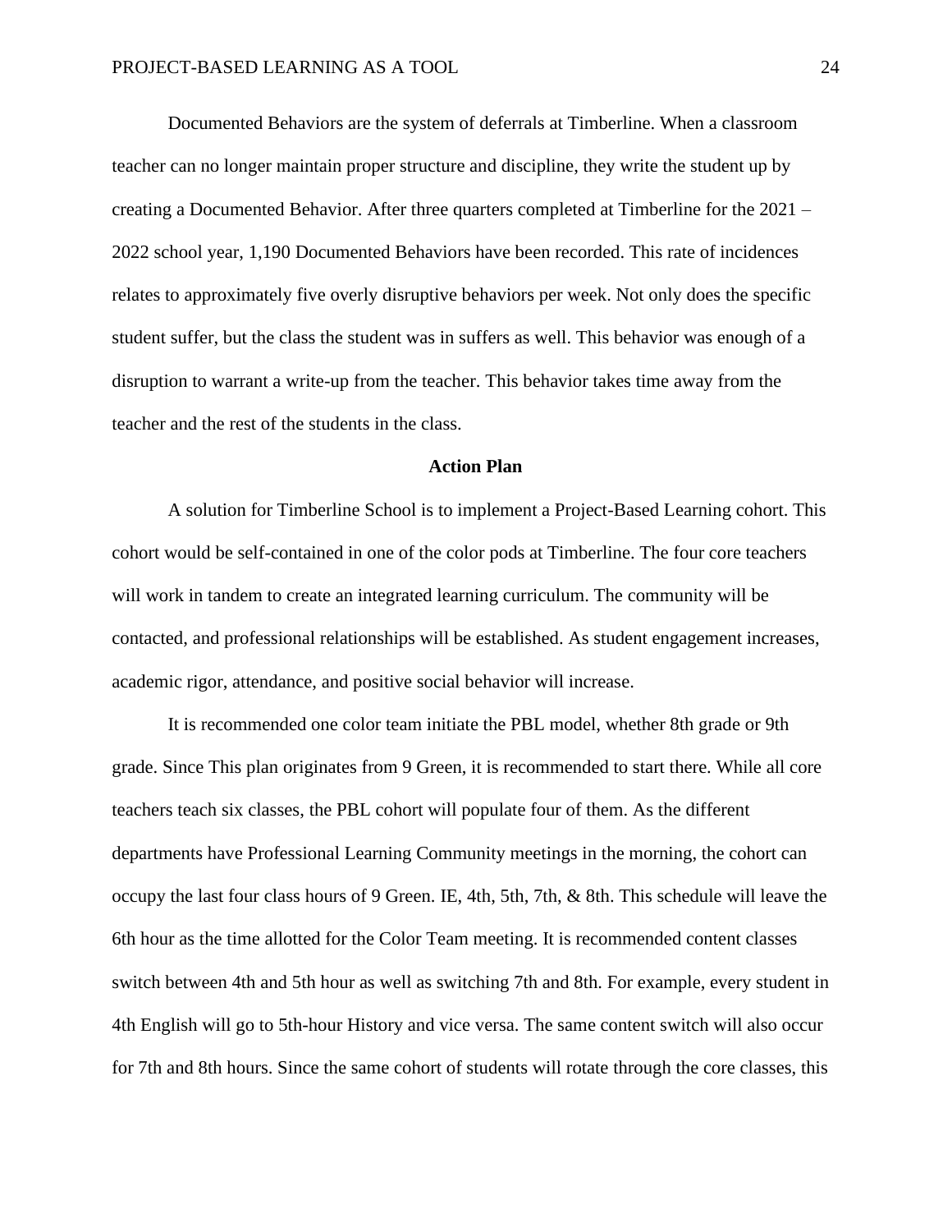Documented Behaviors are the system of deferrals at Timberline. When a classroom teacher can no longer maintain proper structure and discipline, they write the student up by creating a Documented Behavior. After three quarters completed at Timberline for the 2021 – 2022 school year, 1,190 Documented Behaviors have been recorded. This rate of incidences relates to approximately five overly disruptive behaviors per week. Not only does the specific student suffer, but the class the student was in suffers as well. This behavior was enough of a disruption to warrant a write-up from the teacher. This behavior takes time away from the teacher and the rest of the students in the class.

## Action Plan

A solution for Timberline School is to implement a Project-Based Learning cohort. This cohort would be self-contained in one of the color pods at Timberline. The four core teachers will work in tandem to create an integrated learning curriculum. The community will be contacted, and professional relationships will be established. As student engagement increases, academic rigor, attendance, and positive social behavior will increase.

It is recommended one color team initiate the PBL model, whether 8th grade or 9th grade. Since This plan originates from 9 Green, it is recommended to start there. While all core teachers teach six classes, the PBL cohort will populate four of them. As the different departments have Professional Learning Community meetings in the morning, the cohort can occupy the last four class hours of 9 Green. IE, 4th, 5th, 7th, & 8th. This schedule will leave the 6th hour as the time allotted for the Color Team meeting. It is recommended content classes switch between 4th and 5th hour as well as switching 7th and 8th. For example, every student in 4th English will go to 5th-hour History and vice versa. The same content switch will also occur for 7th and 8th hours. Since the same cohort of students will rotate through the core classes, this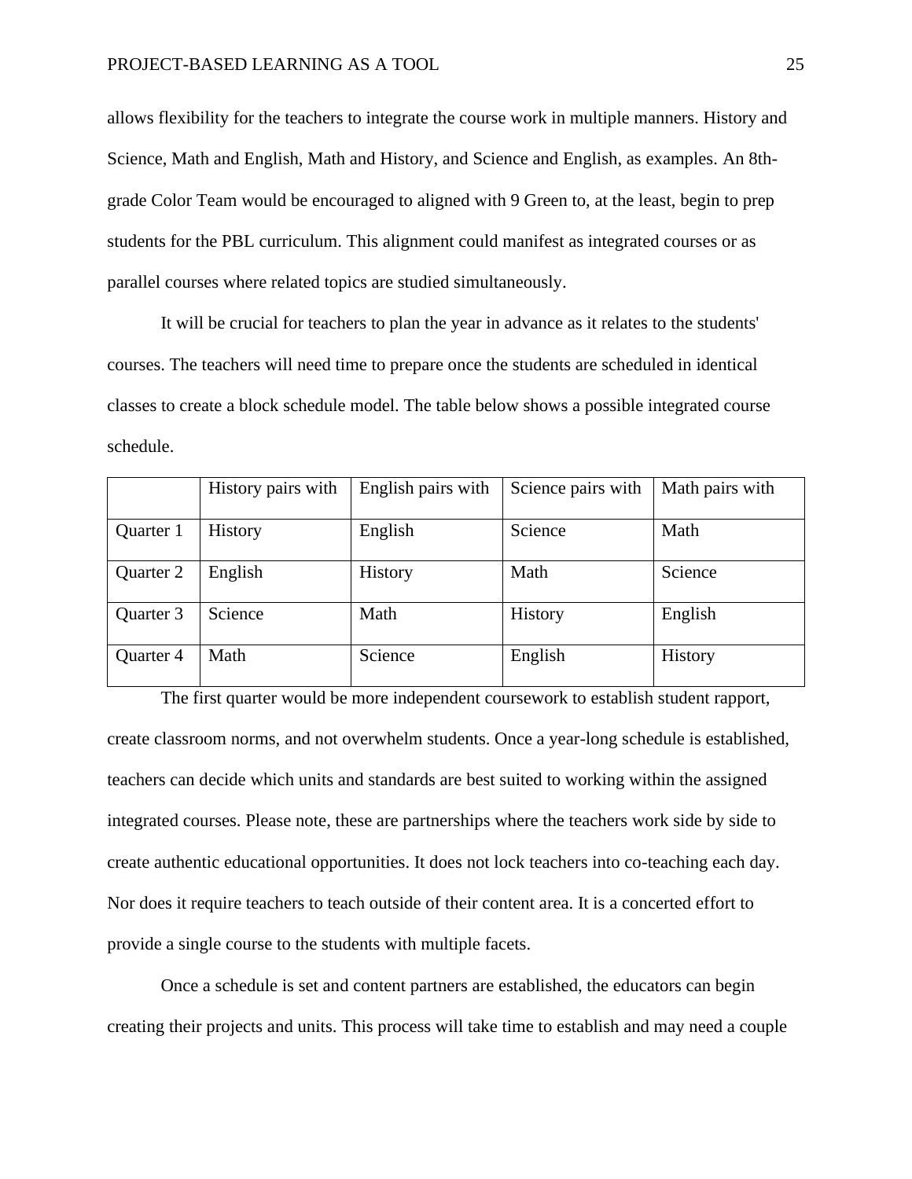allows flexibility for the teachers to integrate the course work in multiple manners. History and Science, Math and English, Math and History, and Science and English, as examples. An 8th-grade Color Team would be encouraged to aligned with 9 Green to, at the least, begin to prep students for the PBL curriculum. This alignment could manifest as integrated courses or as parallel courses where related topics are studied simultaneously.

It will be crucial for teachers to plan the year in advance as it relates to the students' courses. The teachers will need time to prepare once the students are scheduled in identical classes to create a block schedule model. The table below shows a possible integrated course schedule.

| | History pairs with | English pairs with | Science pairs with | Math pairs with |
|---|---|---|---|---|
| Quarter 1 | History | English | Science | Math |
| Quarter 2 | English | History | Math | Science |
| Quarter 3 | Science | Math | History | English |
| Quarter 4 | Math | Science | English | History |

The first quarter would be more independent coursework to establish student rapport, create classroom norms, and not overwhelm students. Once a year-long schedule is established, teachers can decide which units and standards are best suited to working within the assigned integrated courses. Please note, these are partnerships where the teachers work side by side to create authentic educational opportunities. It does not lock teachers into co-teaching each day. Nor does it require teachers to teach outside of their content area. It is a concerted effort to provide a single course to the students with multiple facets.

Once a schedule is set and content partners are established, the educators can begin creating their projects and units. This process will take time to establish and may need a couple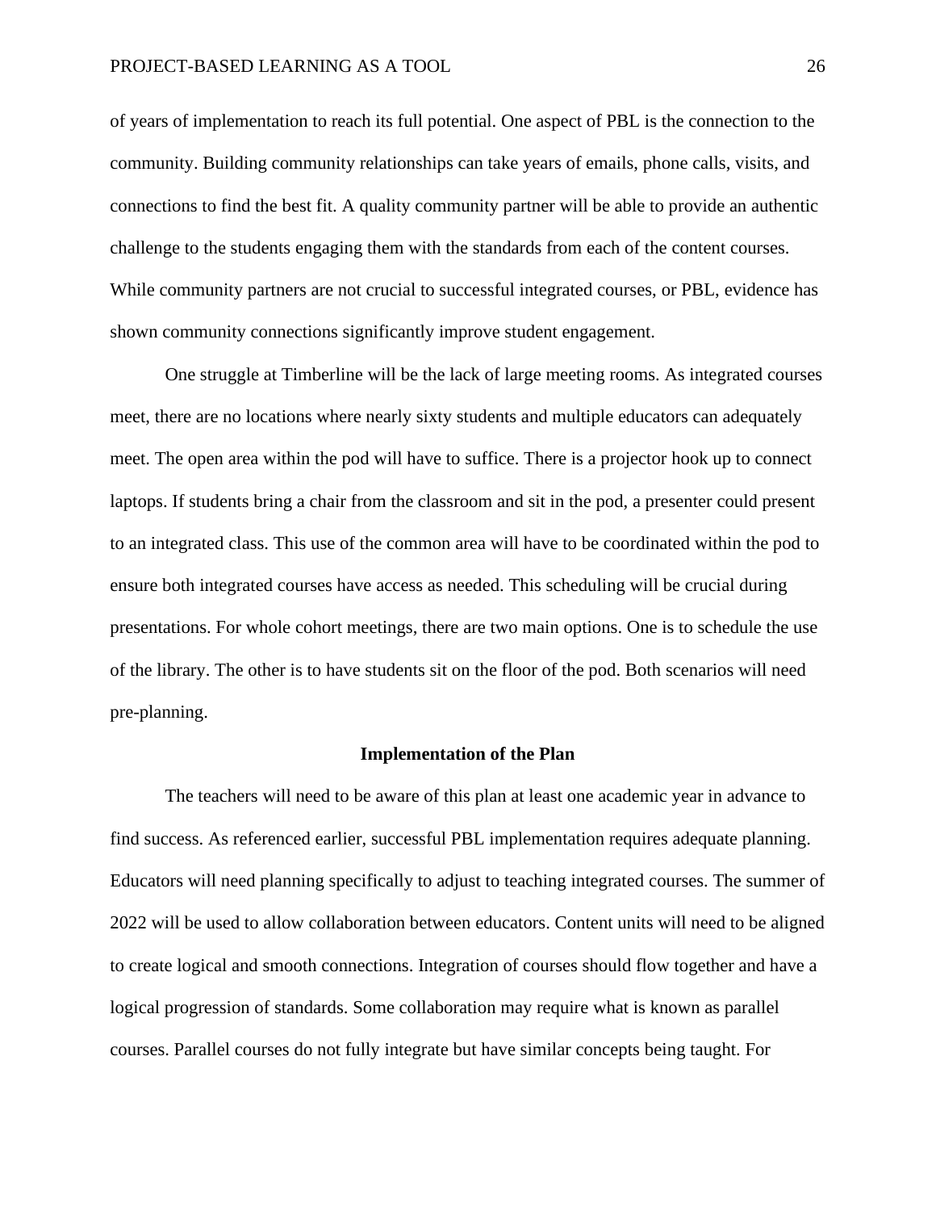of years of implementation to reach its full potential. One aspect of PBL is the connection to the community. Building community relationships can take years of emails, phone calls, visits, and connections to find the best fit. A quality community partner will be able to provide an authentic challenge to the students engaging them with the standards from each of the content courses. While community partners are not crucial to successful integrated courses, or PBL, evidence has shown community connections significantly improve student engagement.

One struggle at Timberline will be the lack of large meeting rooms. As integrated courses meet, there are no locations where nearly sixty students and multiple educators can adequately meet. The open area within the pod will have to suffice. There is a projector hook up to connect laptops. If students bring a chair from the classroom and sit in the pod, a presenter could present to an integrated class. This use of the common area will have to be coordinated within the pod to ensure both integrated courses have access as needed. This scheduling will be crucial during presentations. For whole cohort meetings, there are two main options. One is to schedule the use of the library. The other is to have students sit on the floor of the pod. Both scenarios will need pre-planning.

## Implementation of the Plan

The teachers will need to be aware of this plan at least one academic year in advance to find success. As referenced earlier, successful PBL implementation requires adequate planning. Educators will need planning specifically to adjust to teaching integrated courses. The summer of 2022 will be used to allow collaboration between educators. Content units will need to be aligned to create logical and smooth connections. Integration of courses should flow together and have a logical progression of standards. Some collaboration may require what is known as parallel courses. Parallel courses do not fully integrate but have similar concepts being taught. For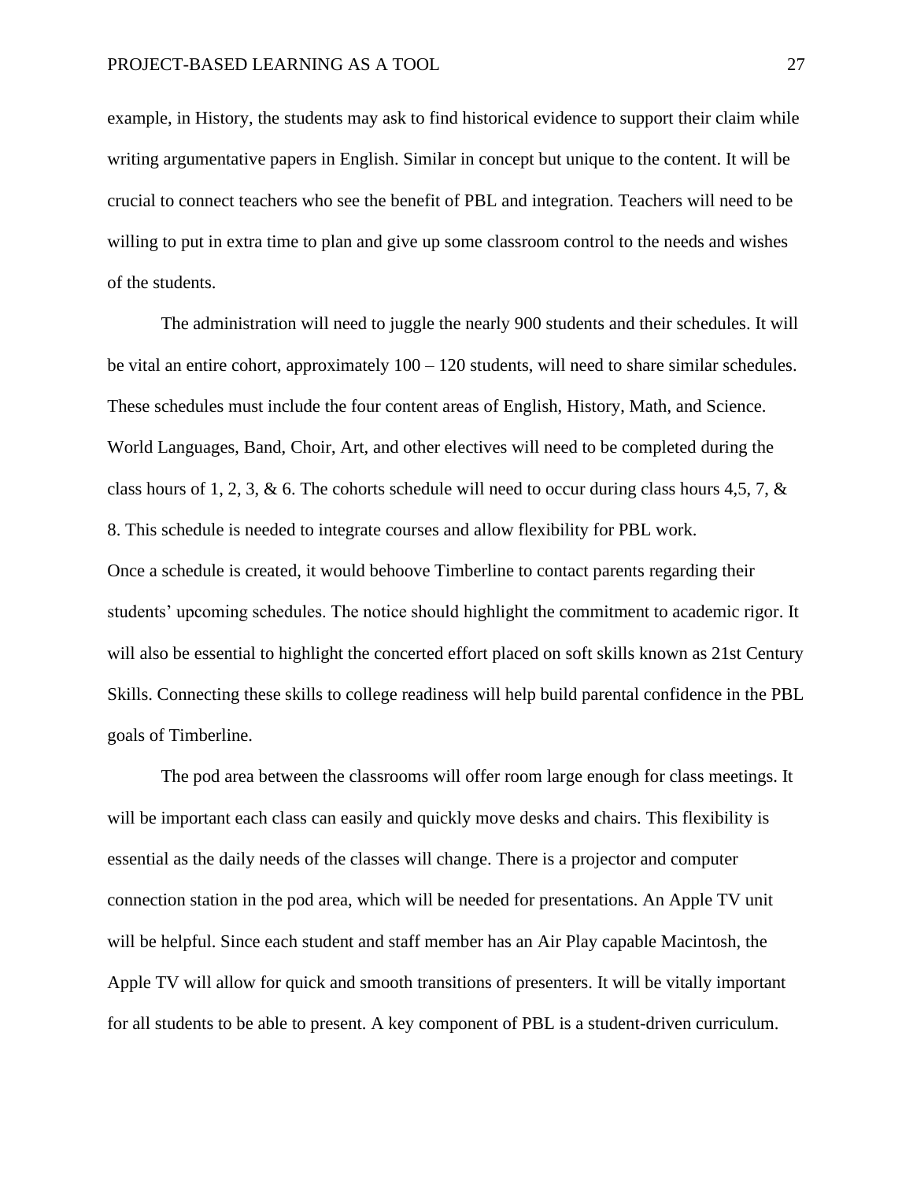example, in History, the students may ask to find historical evidence to support their claim while writing argumentative papers in English. Similar in concept but unique to the content. It will be crucial to connect teachers who see the benefit of PBL and integration. Teachers will need to be willing to put in extra time to plan and give up some classroom control to the needs and wishes of the students.

The administration will need to juggle the nearly 900 students and their schedules. It will be vital an entire cohort, approximately 100 – 120 students, will need to share similar schedules. These schedules must include the four content areas of English, History, Math, and Science. World Languages, Band, Choir, Art, and other electives will need to be completed during the class hours of 1, 2, 3, & 6. The cohorts schedule will need to occur during class hours 4,5, 7, & 8. This schedule is needed to integrate courses and allow flexibility for PBL work.

Once a schedule is created, it would behoove Timberline to contact parents regarding their students' upcoming schedules. The notice should highlight the commitment to academic rigor. It will also be essential to highlight the concerted effort placed on soft skills known as 21st Century Skills. Connecting these skills to college readiness will help build parental confidence in the PBL goals of Timberline.

The pod area between the classrooms will offer room large enough for class meetings. It will be important each class can easily and quickly move desks and chairs. This flexibility is essential as the daily needs of the classes will change. There is a projector and computer connection station in the pod area, which will be needed for presentations. An Apple TV unit will be helpful. Since each student and staff member has an Air Play capable Macintosh, the Apple TV will allow for quick and smooth transitions of presenters. It will be vitally important for all students to be able to present. A key component of PBL is a student-driven curriculum.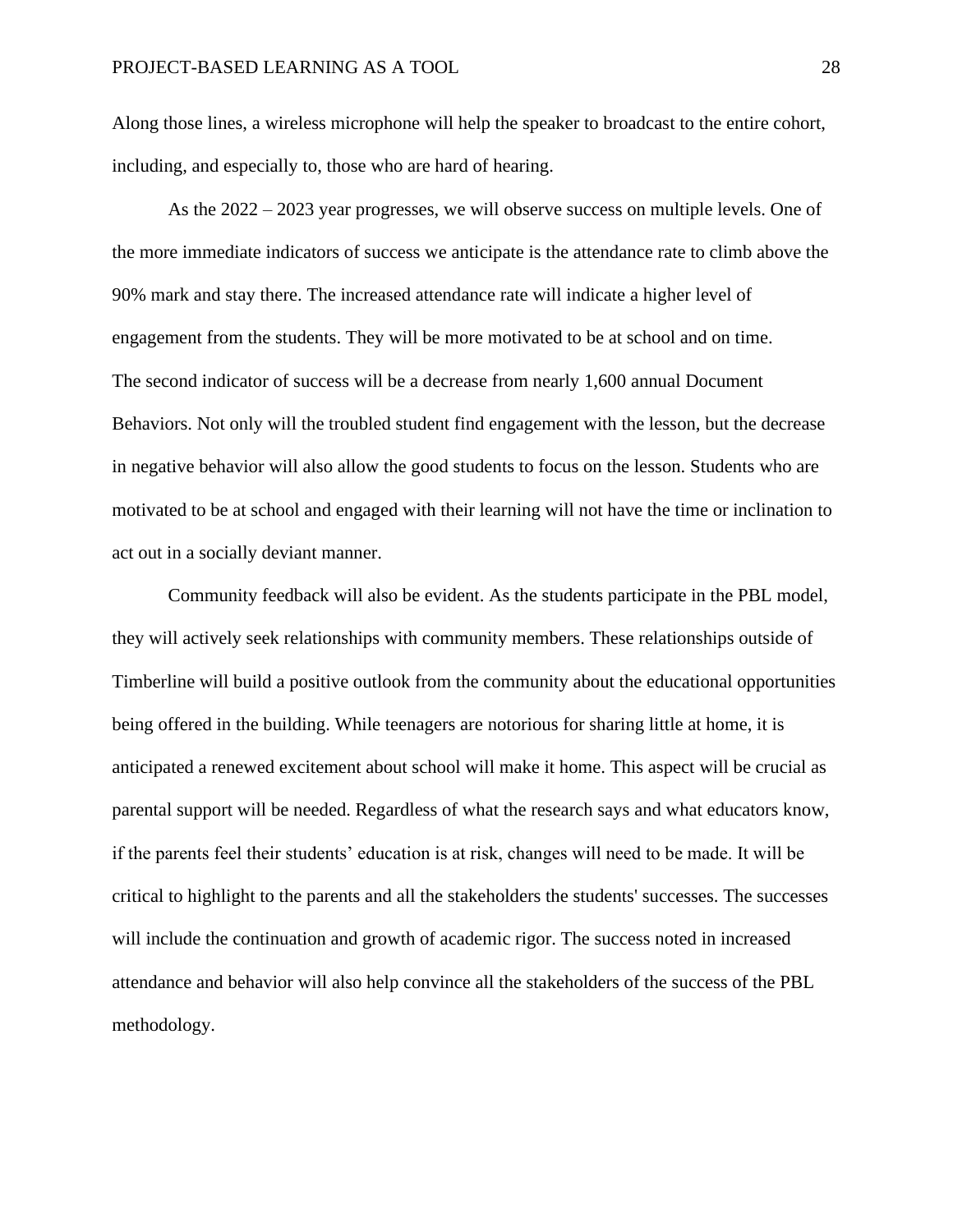Along those lines, a wireless microphone will help the speaker to broadcast to the entire cohort, including, and especially to, those who are hard of hearing.

As the 2022 – 2023 year progresses, we will observe success on multiple levels. One of the more immediate indicators of success we anticipate is the attendance rate to climb above the 90% mark and stay there. The increased attendance rate will indicate a higher level of engagement from the students. They will be more motivated to be at school and on time. The second indicator of success will be a decrease from nearly 1,600 annual Document Behaviors. Not only will the troubled student find engagement with the lesson, but the decrease in negative behavior will also allow the good students to focus on the lesson. Students who are motivated to be at school and engaged with their learning will not have the time or inclination to act out in a socially deviant manner.

Community feedback will also be evident. As the students participate in the PBL model, they will actively seek relationships with community members. These relationships outside of Timberline will build a positive outlook from the community about the educational opportunities being offered in the building. While teenagers are notorious for sharing little at home, it is anticipated a renewed excitement about school will make it home. This aspect will be crucial as parental support will be needed. Regardless of what the research says and what educators know, if the parents feel their students' education is at risk, changes will need to be made. It will be critical to highlight to the parents and all the stakeholders the students' successes. The successes will include the continuation and growth of academic rigor. The success noted in increased attendance and behavior will also help convince all the stakeholders of the success of the PBL methodology.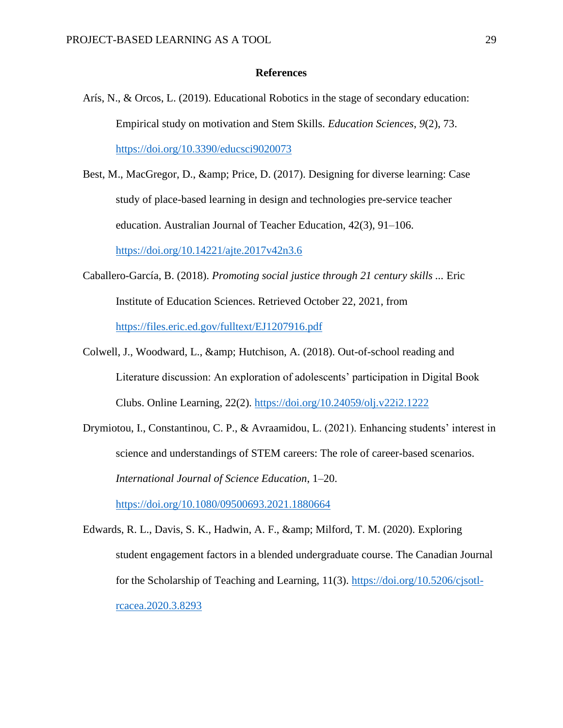**References**

Arís, N., & Orcos, L. (2019). Educational Robotics in the stage of secondary education: Empirical study on motivation and Stem Skills. *Education Sciences*, *9*(2), 73. https://doi.org/10.3390/educsci9020073

Best, M., MacGregor, D., &amp; Price, D. (2017). Designing for diverse learning: Case study of place-based learning in design and technologies pre-service teacher education. Australian Journal of Teacher Education, 42(3), 91–106. https://doi.org/10.14221/ajte.2017v42n3.6

Caballero-García, B. (2018). *Promoting social justice through 21 century skills ...* Eric Institute of Education Sciences. Retrieved October 22, 2021, from https://files.eric.ed.gov/fulltext/EJ1207916.pdf

Colwell, J., Woodward, L., &amp; Hutchison, A. (2018). Out-of-school reading and Literature discussion: An exploration of adolescents' participation in Digital Book Clubs. Online Learning, 22(2). https://doi.org/10.24059/olj.v22i2.1222

Drymiotou, I., Constantinou, C. P., & Avraamidou, L. (2021). Enhancing students' interest in science and understandings of STEM careers: The role of career-based scenarios. *International Journal of Science Education*, 1–20. https://doi.org/10.1080/09500693.2021.1880664

Edwards, R. L., Davis, S. K., Hadwin, A. F., &amp; Milford, T. M. (2020). Exploring student engagement factors in a blended undergraduate course. The Canadian Journal for the Scholarship of Teaching and Learning, 11(3). https://doi.org/10.5206/cjsotl-rcacea.2020.3.8293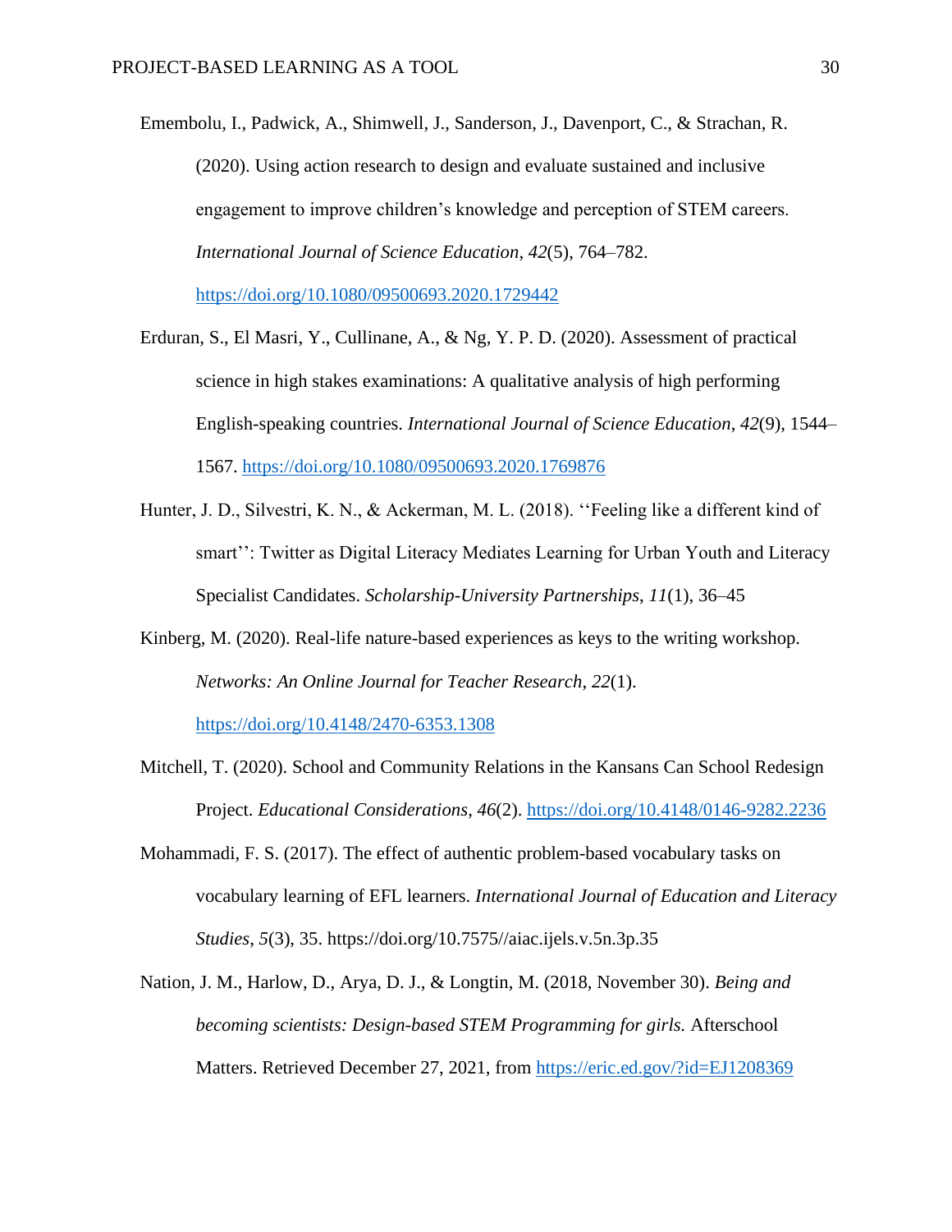Emembolu, I., Padwick, A., Shimwell, J., Sanderson, J., Davenport, C., & Strachan, R. (2020). Using action research to design and evaluate sustained and inclusive engagement to improve children's knowledge and perception of STEM careers. *International Journal of Science Education*, *42*(5), 764–782. https://doi.org/10.1080/09500693.2020.1729442

Erduran, S., El Masri, Y., Cullinane, A., & Ng, Y. P. D. (2020). Assessment of practical science in high stakes examinations: A qualitative analysis of high performing English-speaking countries. *International Journal of Science Education*, *42*(9), 1544–1567. https://doi.org/10.1080/09500693.2020.1769876

Hunter, J. D., Silvestri, K. N., & Ackerman, M. L. (2018). ''Feeling like a different kind of smart'': Twitter as Digital Literacy Mediates Learning for Urban Youth and Literacy Specialist Candidates. *Scholarship-University Partnerships*, *11*(1), 36–45

Kinberg, M. (2020). Real-life nature-based experiences as keys to the writing workshop. *Networks: An Online Journal for Teacher Research*, *22*(1). https://doi.org/10.4148/2470-6353.1308

Mitchell, T. (2020). School and Community Relations in the Kansans Can School Redesign Project. *Educational Considerations*, *46*(2). https://doi.org/10.4148/0146-9282.2236

Mohammadi, F. S. (2017). The effect of authentic problem-based vocabulary tasks on vocabulary learning of EFL learners. *International Journal of Education and Literacy Studies*, *5*(3), 35. https://doi.org/10.7575//aiac.ijels.v.5n.3p.35

Nation, J. M., Harlow, D., Arya, D. J., & Longtin, M. (2018, November 30). *Being and becoming scientists: Design-based STEM Programming for girls.* Afterschool Matters. Retrieved December 27, 2021, from https://eric.ed.gov/?id=EJ1208369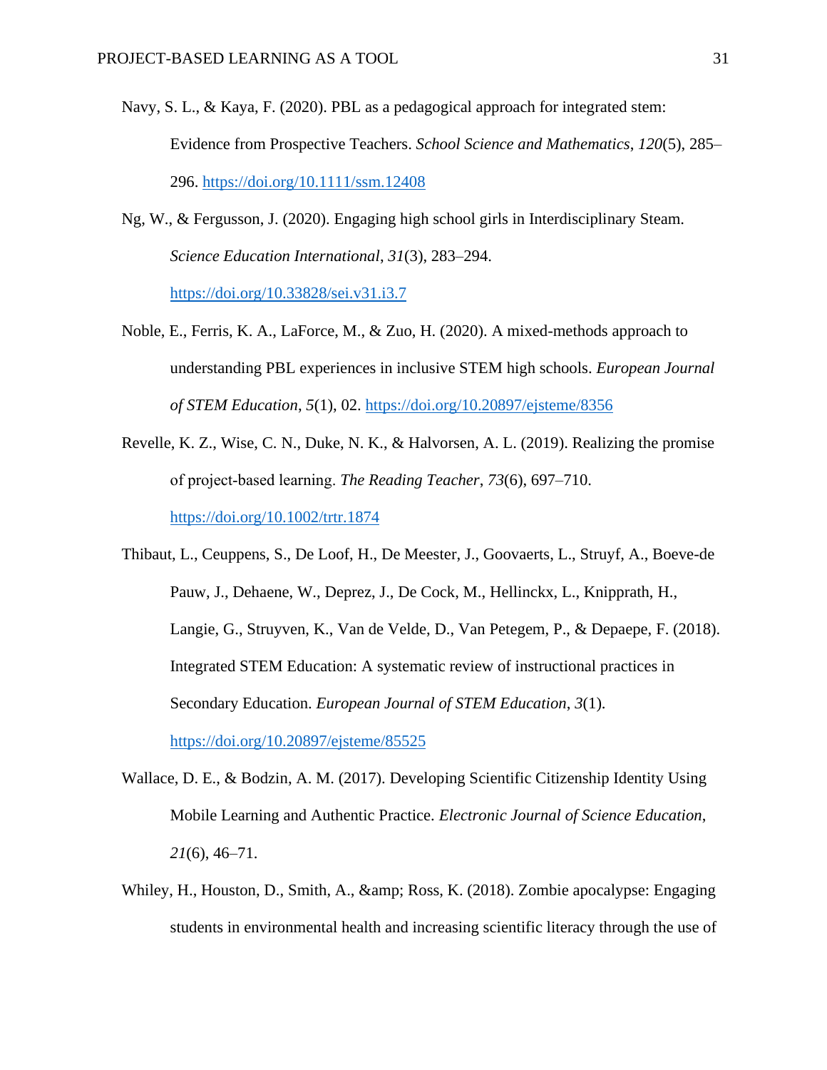Navy, S. L., & Kaya, F. (2020). PBL as a pedagogical approach for integrated stem: Evidence from Prospective Teachers. *School Science and Mathematics*, *120*(5), 285–296. https://doi.org/10.1111/ssm.12408

Ng, W., & Fergusson, J. (2020). Engaging high school girls in Interdisciplinary Steam. *Science Education International*, *31*(3), 283–294. https://doi.org/10.33828/sei.v31.i3.7

Noble, E., Ferris, K. A., LaForce, M., & Zuo, H. (2020). A mixed-methods approach to understanding PBL experiences in inclusive STEM high schools. *European Journal of STEM Education*, *5*(1), 02. https://doi.org/10.20897/ejsteme/8356

Revelle, K. Z., Wise, C. N., Duke, N. K., & Halvorsen, A. L. (2019). Realizing the promise of project-based learning. *The Reading Teacher*, *73*(6), 697–710. https://doi.org/10.1002/trtr.1874

Thibaut, L., Ceuppens, S., De Loof, H., De Meester, J., Goovaerts, L., Struyf, A., Boeve-de Pauw, J., Dehaene, W., Deprez, J., De Cock, M., Hellinckx, L., Knipprath, H., Langie, G., Struyven, K., Van de Velde, D., Van Petegem, P., & Depaepe, F. (2018). Integrated STEM Education: A systematic review of instructional practices in Secondary Education. *European Journal of STEM Education*, *3*(1). https://doi.org/10.20897/ejsteme/85525

Wallace, D. E., & Bodzin, A. M. (2017). Developing Scientific Citizenship Identity Using Mobile Learning and Authentic Practice. *Electronic Journal of Science Education*, *21*(6), 46–71.

Whiley, H., Houston, D., Smith, A., &amp; Ross, K. (2018). Zombie apocalypse: Engaging students in environmental health and increasing scientific literacy through the use of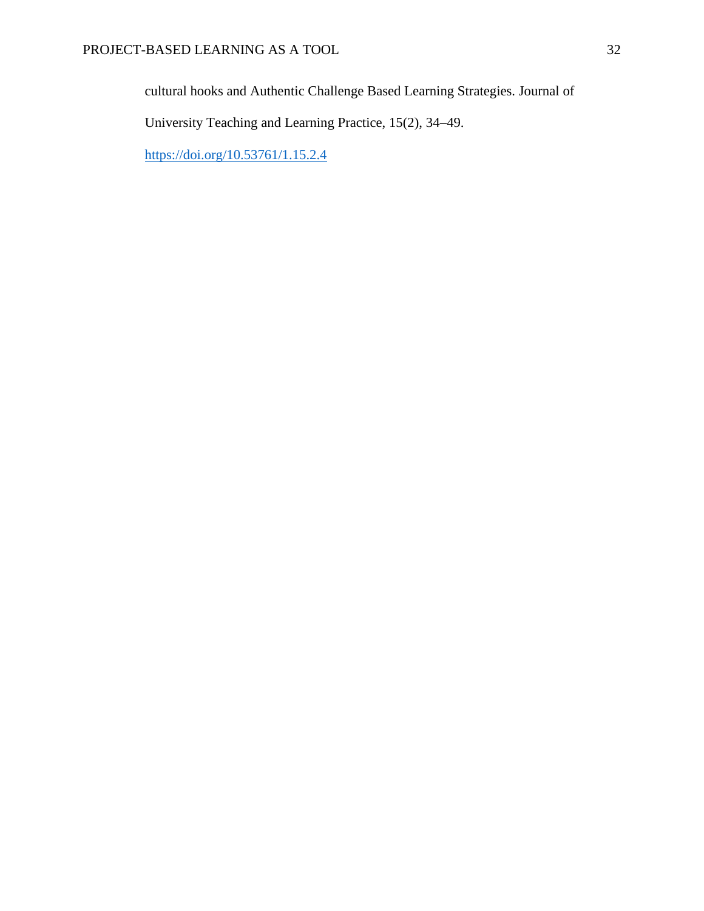cultural hooks and Authentic Challenge Based Learning Strategies. Journal of University Teaching and Learning Practice, 15(2), 34–49. https://doi.org/10.53761/1.15.2.4